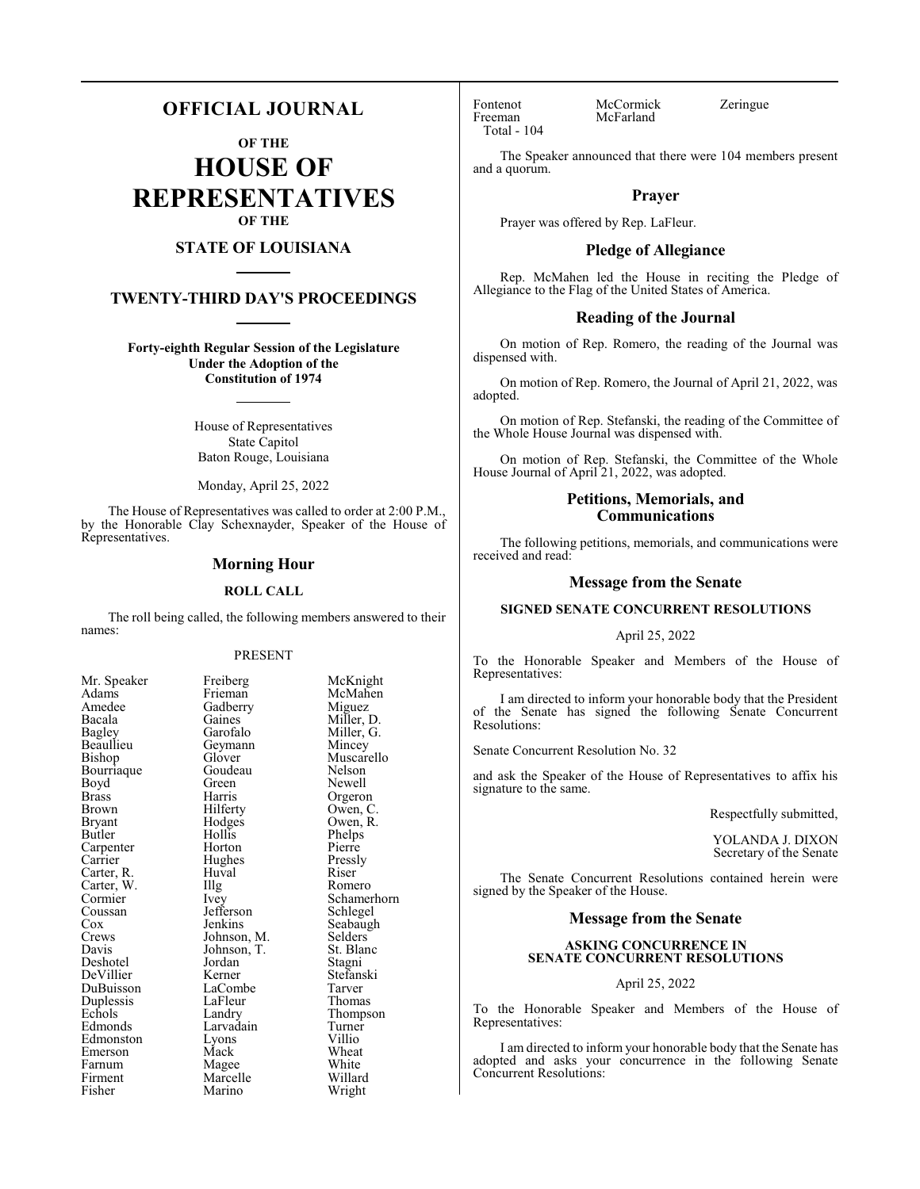# OFFICIAL JOURNAL

## OF THE

# HOUSE OF REPRESENTATIVES

## OF THE

## STATE OF LOUISIANA

## TWENTY-THIRD DAY'S PROCEEDINGS

**Forty-eighth Regular Session of the Legislature**
**Under the Adoption of the**
**Constitution of 1974**

House of Representatives
State Capitol
Baton Rouge, Louisiana

Monday, April 25, 2022

The House of Representatives was called to order at 2:00 P.M., by the Honorable Clay Schexnayder, Speaker of the House of Representatives.

## Morning Hour

### ROLL CALL

The roll being called, the following members answered to their names:

PRESENT

| | | |
|---|---|---|
| Mr. Speaker | Freiberg | McKnight |
| Adams | Frieman | McMahen |
| Amedee | Gadberry | Miguez |
| Bacala | Gaines | Miller, D. |
| Bagley | Garofalo | Miller, G. |
| Beaullieu | Geymann | Mincey |
| Bishop | Glover | Muscarello |
| Bourriaque | Goudeau | Nelson |
| Boyd | Green | Newell |
| Brass | Harris | Orgeron |
| Brown | Hilferty | Owen, C. |
| Bryant | Hodges | Owen, R. |
| Butler | Hollis | Phelps |
| Carpenter | Horton | Pierre |
| Carrier | Hughes | Pressly |
| Carter, R. | Huval | Riser |
| Carter, W. | Illg | Romero |
| Cormier | Ivey | Schamerhorn |
| Coussan | Jefferson | Schlegel |
| Cox | Jenkins | Seabaugh |
| Crews | Johnson, M. | Selders |
| Davis | Johnson, T. | St. Blanc |
| Deshotel | Jordan | Stagni |
| DeVillier | Kerner | Stefanski |
| DuBuisson | LaCombe | Tarver |
| Duplessis | LaFleur | Thomas |
| Echols | Landry | Thompson |
| Edmonds | Larvadain | Turner |
| Edmonston | Lyons | Villio |
| Emerson | Mack | Wheat |
| Farnum | Magee | White |
| Firment | Marcelle | Willard |
| Fisher | Marino | Wright |
| Fontenot | McCormick | Zeringue |
| Freeman | McFarland | |

Total - 104

The Speaker announced that there were 104 members present and a quorum.

## Prayer

Prayer was offered by Rep. LaFleur.

## Pledge of Allegiance

Rep. McMahen led the House in reciting the Pledge of Allegiance to the Flag of the United States of America.

## Reading of the Journal

On motion of Rep. Romero, the reading of the Journal was dispensed with.

On motion of Rep. Romero, the Journal of April 21, 2022, was adopted.

On motion of Rep. Stefanski, the reading of the Committee of the Whole House Journal was dispensed with.

On motion of Rep. Stefanski, the Committee of the Whole House Journal of April 21, 2022, was adopted.

## Petitions, Memorials, and Communications

The following petitions, memorials, and communications were received and read:

## Message from the Senate

### SIGNED SENATE CONCURRENT RESOLUTIONS

April 25, 2022

To the Honorable Speaker and Members of the House of Representatives:

I am directed to inform your honorable body that the President of the Senate has signed the following Senate Concurrent Resolutions:

Senate Concurrent Resolution No. 32

and ask the Speaker of the House of Representatives to affix his signature to the same.

Respectfully submitted,

YOLANDA J. DIXON
Secretary of the Senate

The Senate Concurrent Resolutions contained herein were signed by the Speaker of the House.

## Message from the Senate

### ASKING CONCURRENCE IN SENATE CONCURRENT RESOLUTIONS

April 25, 2022

To the Honorable Speaker and Members of the House of Representatives:

I am directed to inform your honorable body that the Senate has adopted and asks your concurrence in the following Senate Concurrent Resolutions: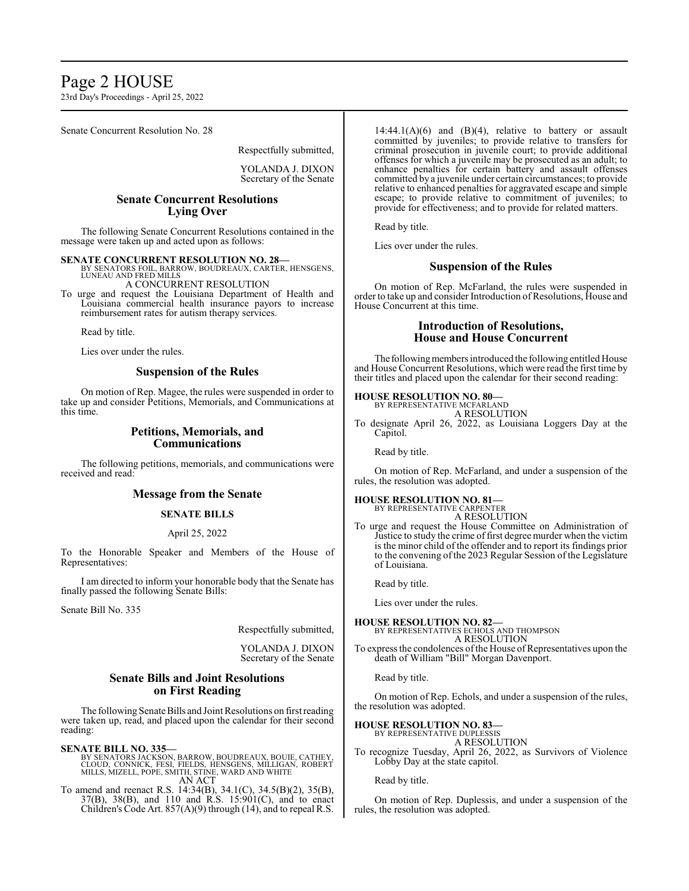Senate Concurrent Resolution No. 28

Respectfully submitted,

YOLANDA J. DIXON
Secretary of the Senate

## Senate Concurrent Resolutions Lying Over

The following Senate Concurrent Resolutions contained in the message were taken up and acted upon as follows:

**SENATE CONCURRENT RESOLUTION NO. 28—**
BY SENATORS FOIL, BARROW, BOUDREAUX, CARTER, HENSGENS, LUNEAU AND FRED MILLS
A CONCURRENT RESOLUTION
To urge and request the Louisiana Department of Health and Louisiana commercial health insurance payors to increase reimbursement rates for autism therapy services.

Read by title.

Lies over under the rules.

## Suspension of the Rules

On motion of Rep. Magee, the rules were suspended in order to take up and consider Petitions, Memorials, and Communications at this time.

## Petitions, Memorials, and Communications

The following petitions, memorials, and communications were received and read:

## Message from the Senate

**SENATE BILLS**

April 25, 2022

To the Honorable Speaker and Members of the House of Representatives:

I am directed to inform your honorable body that the Senate has finally passed the following Senate Bills:

Senate Bill No. 335

Respectfully submitted,

YOLANDA J. DIXON
Secretary of the Senate

## Senate Bills and Joint Resolutions on First Reading

The following Senate Bills and Joint Resolutions on first reading were taken up, read, and placed upon the calendar for their second reading:

**SENATE BILL NO. 335—**
BY SENATORS JACKSON, BARROW, BOUDREAUX, BOUIE, CATHEY, CLOUD, CONNICK, FESI, FIELDS, HENSGENS, MILLIGAN, ROBERT MILLS, MIZELL, POPE, SMITH, STINE, WARD AND WHITE
AN ACT
To amend and reenact R.S. 14:34(B), 34.1(C), 34.5(B)(2), 35(B), 37(B), 38(B), and 110 and R.S. 15:901(C), and to enact Children's Code Art. 857(A)(9) through (14), and to repeal R.S. 14:44.1(A)(6) and (B)(4), relative to battery or assault committed by juveniles; to provide relative to transfers for criminal prosecution in juvenile court; to provide additional offenses for which a juvenile may be prosecuted as an adult; to enhance penalties for certain battery and assault offenses committed by a juvenile under certain circumstances; to provide relative to enhanced penalties for aggravated escape and simple escape; to provide relative to commitment of juveniles; to provide for effectiveness; and to provide for related matters.

Read by title.

Lies over under the rules.

## Suspension of the Rules

On motion of Rep. McFarland, the rules were suspended in order to take up and consider Introduction of Resolutions, House and House Concurrent at this time.

## Introduction of Resolutions, House and House Concurrent

The following members introduced the following entitled House and House Concurrent Resolutions, which were read the first time by their titles and placed upon the calendar for their second reading:

**HOUSE RESOLUTION NO. 80—**
BY REPRESENTATIVE MCFARLAND
A RESOLUTION
To designate April 26, 2022, as Louisiana Loggers Day at the Capitol.

Read by title.

On motion of Rep. McFarland, and under a suspension of the rules, the resolution was adopted.

**HOUSE RESOLUTION NO. 81—**
BY REPRESENTATIVE CARPENTER
A RESOLUTION
To urge and request the House Committee on Administration of Justice to study the crime of first degree murder when the victim is the minor child of the offender and to report its findings prior to the convening of the 2023 Regular Session of the Legislature of Louisiana.

Read by title.

Lies over under the rules.

**HOUSE RESOLUTION NO. 82—**
BY REPRESENTATIVES ECHOLS AND THOMPSON
A RESOLUTION
To express the condolences of the House of Representatives upon the death of William "Bill" Morgan Davenport.

Read by title.

On motion of Rep. Echols, and under a suspension of the rules, the resolution was adopted.

**HOUSE RESOLUTION NO. 83—**
BY REPRESENTATIVE DUPLESSIS
A RESOLUTION
To recognize Tuesday, April 26, 2022, as Survivors of Violence Lobby Day at the state capitol.

Read by title.

On motion of Rep. Duplessis, and under a suspension of the rules, the resolution was adopted.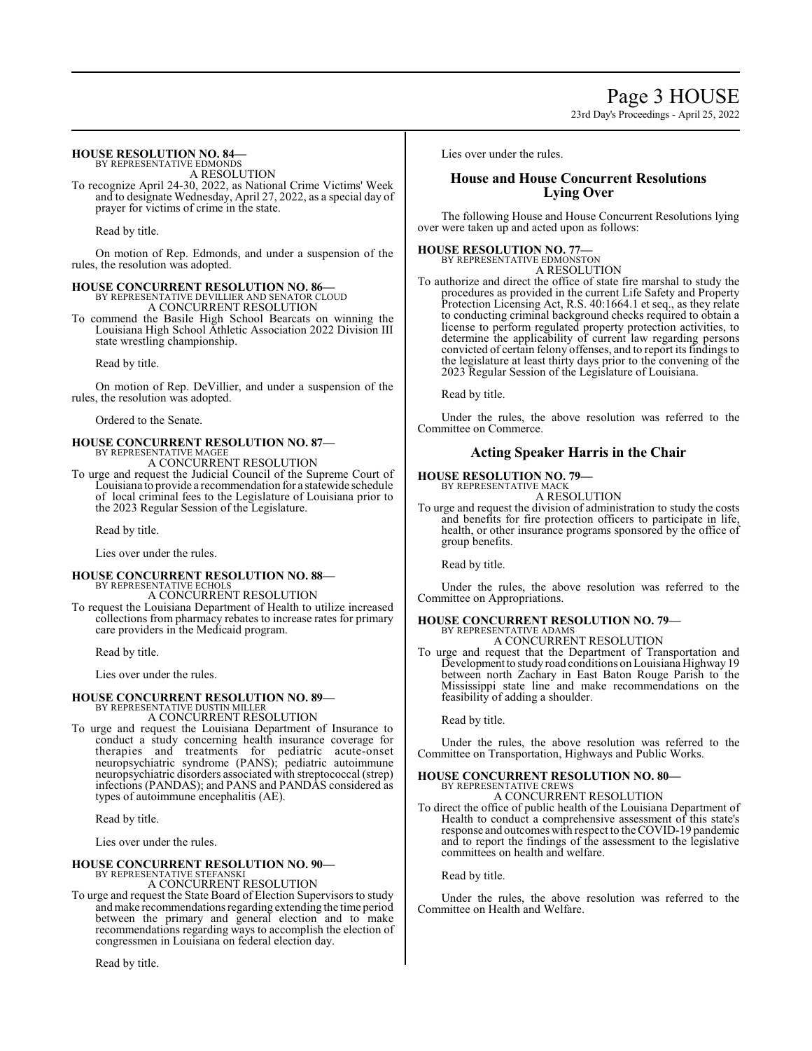**HOUSE RESOLUTION NO. 84—**
BY REPRESENTATIVE EDMONDS
A RESOLUTION

To recognize April 24-30, 2022, as National Crime Victims' Week and to designate Wednesday, April 27, 2022, as a special day of prayer for victims of crime in the state.

Read by title.

On motion of Rep. Edmonds, and under a suspension of the rules, the resolution was adopted.

**HOUSE CONCURRENT RESOLUTION NO. 86—**
BY REPRESENTATIVE DEVILLIER AND SENATOR CLOUD
A CONCURRENT RESOLUTION

To commend the Basile High School Bearcats on winning the Louisiana High School Athletic Association 2022 Division III state wrestling championship.

Read by title.

On motion of Rep. DeVillier, and under a suspension of the rules, the resolution was adopted.

Ordered to the Senate.

**HOUSE CONCURRENT RESOLUTION NO. 87—**
BY REPRESENTATIVE MAGEE
A CONCURRENT RESOLUTION

To urge and request the Judicial Council of the Supreme Court of Louisiana to provide a recommendation for a statewide schedule of local criminal fees to the Legislature of Louisiana prior to the 2023 Regular Session of the Legislature.

Read by title.

Lies over under the rules.

**HOUSE CONCURRENT RESOLUTION NO. 88—**
BY REPRESENTATIVE ECHOLS
A CONCURRENT RESOLUTION

To request the Louisiana Department of Health to utilize increased collections from pharmacy rebates to increase rates for primary care providers in the Medicaid program.

Read by title.

Lies over under the rules.

**HOUSE CONCURRENT RESOLUTION NO. 89—**
BY REPRESENTATIVE DUSTIN MILLER
A CONCURRENT RESOLUTION

To urge and request the Louisiana Department of Insurance to conduct a study concerning health insurance coverage for therapies and treatments for pediatric acute-onset neuropsychiatric syndrome (PANS); pediatric autoimmune neuropsychiatric disorders associated with streptococcal (strep) infections (PANDAS); and PANS and PANDAS considered as types of autoimmune encephalitis (AE).

Read by title.

Lies over under the rules.

**HOUSE CONCURRENT RESOLUTION NO. 90—**
BY REPRESENTATIVE STEFANSKI
A CONCURRENT RESOLUTION

To urge and request the State Board of Election Supervisors to study and make recommendations regarding extending the time period between the primary and general election and to make recommendations regarding ways to accomplish the election of congressmen in Louisiana on federal election day.

Read by title.

Lies over under the rules.

## House and House Concurrent Resolutions Lying Over

The following House and House Concurrent Resolutions lying over were taken up and acted upon as follows:

**HOUSE RESOLUTION NO. 77—**
BY REPRESENTATIVE EDMONSTON
A RESOLUTION

To authorize and direct the office of state fire marshal to study the procedures as provided in the current Life Safety and Property Protection Licensing Act, R.S. 40:1664.1 et seq., as they relate to conducting criminal background checks required to obtain a license to perform regulated property protection activities, to determine the applicability of current law regarding persons convicted of certain felony offenses, and to report its findings to the legislature at least thirty days prior to the convening of the 2023 Regular Session of the Legislature of Louisiana.

Read by title.

Under the rules, the above resolution was referred to the Committee on Commerce.

## Acting Speaker Harris in the Chair

**HOUSE RESOLUTION NO. 79—**
BY REPRESENTATIVE MACK
A RESOLUTION

To urge and request the division of administration to study the costs and benefits for fire protection officers to participate in life, health, or other insurance programs sponsored by the office of group benefits.

Read by title.

Under the rules, the above resolution was referred to the Committee on Appropriations.

**HOUSE CONCURRENT RESOLUTION NO. 79—**
BY REPRESENTATIVE ADAMS
A CONCURRENT RESOLUTION

To urge and request that the Department of Transportation and Development to study road conditions on Louisiana Highway 19 between north Zachary in East Baton Rouge Parish to the Mississippi state line and make recommendations on the feasibility of adding a shoulder.

Read by title.

Under the rules, the above resolution was referred to the Committee on Transportation, Highways and Public Works.

**HOUSE CONCURRENT RESOLUTION NO. 80—**
BY REPRESENTATIVE CREWS
A CONCURRENT RESOLUTION

To direct the office of public health of the Louisiana Department of Health to conduct a comprehensive assessment of this state's response and outcomes with respect to the COVID-19 pandemic and to report the findings of the assessment to the legislative committees on health and welfare.

Read by title.

Under the rules, the above resolution was referred to the Committee on Health and Welfare.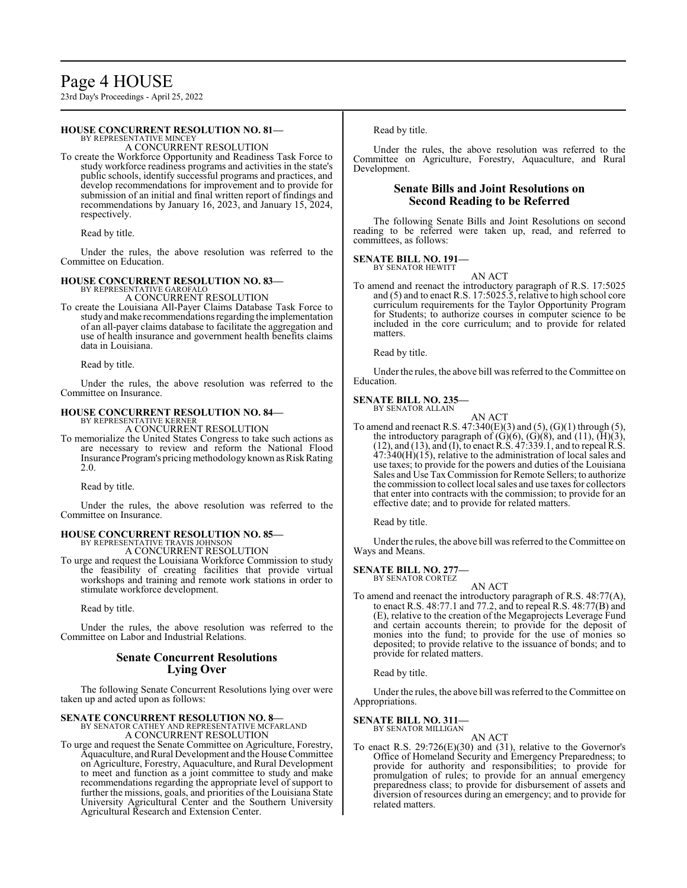**HOUSE CONCURRENT RESOLUTION NO. 81—**
BY REPRESENTATIVE MINCEY

A CONCURRENT RESOLUTION

To create the Workforce Opportunity and Readiness Task Force to study workforce readiness programs and activities in the state's public schools, identify successful programs and practices, and develop recommendations for improvement and to provide for submission of an initial and final written report of findings and recommendations by January 16, 2023, and January 15, 2024, respectively.

Read by title.

Under the rules, the above resolution was referred to the Committee on Education.

**HOUSE CONCURRENT RESOLUTION NO. 83—**
BY REPRESENTATIVE GAROFALO

A CONCURRENT RESOLUTION

To create the Louisiana All-Payer Claims Database Task Force to study and make recommendations regarding the implementation of an all-payer claims database to facilitate the aggregation and use of health insurance and government health benefits claims data in Louisiana.

Read by title.

Under the rules, the above resolution was referred to the Committee on Insurance.

**HOUSE CONCURRENT RESOLUTION NO. 84—**
BY REPRESENTATIVE KERNER

A CONCURRENT RESOLUTION

To memorialize the United States Congress to take such actions as are necessary to review and reform the National Flood Insurance Program's pricing methodology known as Risk Rating 2.0.

Read by title.

Under the rules, the above resolution was referred to the Committee on Insurance.

**HOUSE CONCURRENT RESOLUTION NO. 85—**
BY REPRESENTATIVE TRAVIS JOHNSON

A CONCURRENT RESOLUTION

To urge and request the Louisiana Workforce Commission to study the feasibility of creating facilities that provide virtual workshops and training and remote work stations in order to stimulate workforce development.

Read by title.

Under the rules, the above resolution was referred to the Committee on Labor and Industrial Relations.

## Senate Concurrent Resolutions Lying Over

The following Senate Concurrent Resolutions lying over were taken up and acted upon as follows:

**SENATE CONCURRENT RESOLUTION NO. 8—**
BY SENATOR CATHEY AND REPRESENTATIVE MCFARLAND

A CONCURRENT RESOLUTION

To urge and request the Senate Committee on Agriculture, Forestry, Aquaculture, and Rural Development and the House Committee on Agriculture, Forestry, Aquaculture, and Rural Development to meet and function as a joint committee to study and make recommendations regarding the appropriate level of support to further the missions, goals, and priorities of the Louisiana State University Agricultural Center and the Southern University Agricultural Research and Extension Center.

Read by title.

Under the rules, the above resolution was referred to the Committee on Agriculture, Forestry, Aquaculture, and Rural Development.

## Senate Bills and Joint Resolutions on Second Reading to be Referred

The following Senate Bills and Joint Resolutions on second reading to be referred were taken up, read, and referred to committees, as follows:

**SENATE BILL NO. 191—**
BY SENATOR HEWITT

AN ACT

To amend and reenact the introductory paragraph of R.S. 17:5025 and (5) and to enact R.S. 17:5025.5, relative to high school core curriculum requirements for the Taylor Opportunity Program for Students; to authorize courses in computer science to be included in the core curriculum; and to provide for related matters.

Read by title.

Under the rules, the above bill was referred to the Committee on Education.

**SENATE BILL NO. 235—**
BY SENATOR ALLAIN

AN ACT

To amend and reenact R.S. 47:340(E)(3) and (5), (G)(1) through (5), the introductory paragraph of (G)(6), (G)(8), and (11), (H)(3), (12), and (13), and (I), to enact R.S. 47:339.1, and to repeal R.S. 47:340(H)(15), relative to the administration of local sales and use taxes; to provide for the powers and duties of the Louisiana Sales and Use Tax Commission for Remote Sellers; to authorize the commission to collect local sales and use taxes for collectors that enter into contracts with the commission; to provide for an effective date; and to provide for related matters.

Read by title.

Under the rules, the above bill was referred to the Committee on Ways and Means.

**SENATE BILL NO. 277—**
BY SENATOR CORTEZ

AN ACT

To amend and reenact the introductory paragraph of R.S. 48:77(A), to enact R.S. 48:77.1 and 77.2, and to repeal R.S. 48:77(B) and (E), relative to the creation of the Megaprojects Leverage Fund and certain accounts therein; to provide for the deposit of monies into the fund; to provide for the use of monies so deposited; to provide relative to the issuance of bonds; and to provide for related matters.

Read by title.

Under the rules, the above bill was referred to the Committee on Appropriations.

**SENATE BILL NO. 311—**
BY SENATOR MILLIGAN

AN ACT

To enact R.S. 29:726(E)(30) and (31), relative to the Governor's Office of Homeland Security and Emergency Preparedness; to provide for authority and responsibilities; to provide for promulgation of rules; to provide for an annual emergency preparedness class; to provide for disbursement of assets and diversion of resources during an emergency; and to provide for related matters.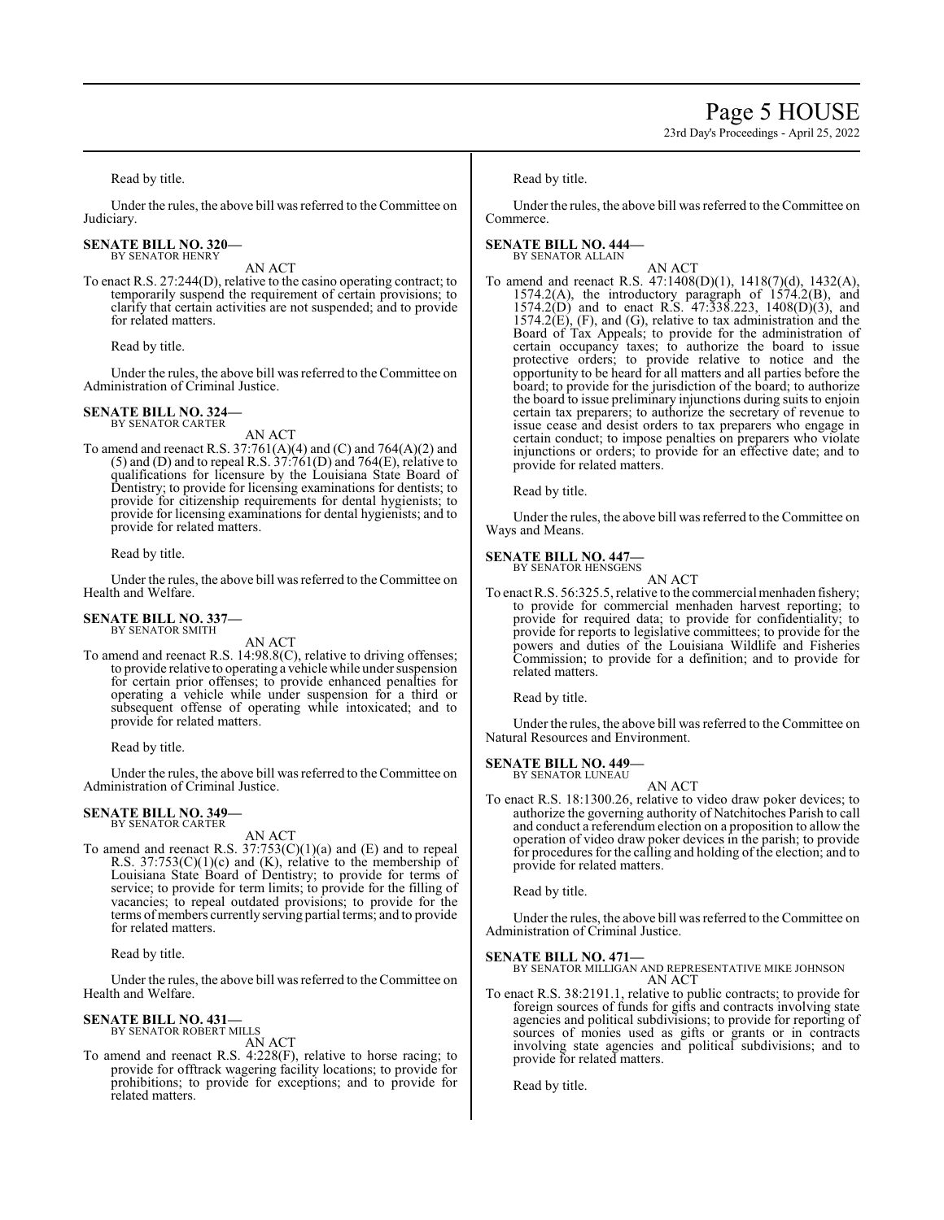Read by title.

Under the rules, the above bill was referred to the Committee on Judiciary.

**SENATE BILL NO. 320—**
BY SENATOR HENRY

AN ACT

To enact R.S. 27:244(D), relative to the casino operating contract; to temporarily suspend the requirement of certain provisions; to clarify that certain activities are not suspended; and to provide for related matters.

Read by title.

Under the rules, the above bill was referred to the Committee on Administration of Criminal Justice.

**SENATE BILL NO. 324—**
BY SENATOR CARTER

AN ACT

To amend and reenact R.S. 37:761(A)(4) and (C) and 764(A)(2) and (5) and (D) and to repeal R.S. 37:761(D) and 764(E), relative to qualifications for licensure by the Louisiana State Board of Dentistry; to provide for licensing examinations for dentists; to provide for citizenship requirements for dental hygienists; to provide for licensing examinations for dental hygienists; and to provide for related matters.

Read by title.

Under the rules, the above bill was referred to the Committee on Health and Welfare.

**SENATE BILL NO. 337—**
BY SENATOR SMITH

AN ACT

To amend and reenact R.S. 14:98.8(C), relative to driving offenses; to provide relative to operating a vehicle while under suspension for certain prior offenses; to provide enhanced penalties for operating a vehicle while under suspension for a third or subsequent offense of operating while intoxicated; and to provide for related matters.

Read by title.

Under the rules, the above bill was referred to the Committee on Administration of Criminal Justice.

**SENATE BILL NO. 349—**
BY SENATOR CARTER

AN ACT

To amend and reenact R.S. 37:753(C)(1)(a) and (E) and to repeal R.S. 37:753(C)(1)(c) and (K), relative to the membership of Louisiana State Board of Dentistry; to provide for terms of service; to provide for term limits; to provide for the filling of vacancies; to repeal outdated provisions; to provide for the terms of members currently serving partial terms; and to provide for related matters.

Read by title.

Under the rules, the above bill was referred to the Committee on Health and Welfare.

**SENATE BILL NO. 431—**
BY SENATOR ROBERT MILLS

AN ACT

To amend and reenact R.S. 4:228(F), relative to horse racing; to provide for offtrack wagering facility locations; to provide for prohibitions; to provide for exceptions; and to provide for related matters.

Read by title.

Under the rules, the above bill was referred to the Committee on Commerce.

**SENATE BILL NO. 444—**
BY SENATOR ALLAIN

AN ACT

To amend and reenact R.S. 47:1408(D)(1), 1418(7)(d), 1432(A), 1574.2(A), the introductory paragraph of 1574.2(B), and 1574.2(D) and to enact R.S. 47:338.223, 1408(D)(3), and 1574.2(E), (F), and (G), relative to tax administration and the Board of Tax Appeals; to provide for the administration of certain occupancy taxes; to authorize the board to issue protective orders; to provide relative to notice and the opportunity to be heard for all matters and all parties before the board; to provide for the jurisdiction of the board; to authorize the board to issue preliminary injunctions during suits to enjoin certain tax preparers; to authorize the secretary of revenue to issue cease and desist orders to tax preparers who engage in certain conduct; to impose penalties on preparers who violate injunctions or orders; to provide for an effective date; and to provide for related matters.

Read by title.

Under the rules, the above bill was referred to the Committee on Ways and Means.

**SENATE BILL NO. 447—**
BY SENATOR HENSGENS

AN ACT

To enact R.S. 56:325.5, relative to the commercial menhaden fishery; to provide for commercial menhaden harvest reporting; to provide for required data; to provide for confidentiality; to provide for reports to legislative committees; to provide for the powers and duties of the Louisiana Wildlife and Fisheries Commission; to provide for a definition; and to provide for related matters.

Read by title.

Under the rules, the above bill was referred to the Committee on Natural Resources and Environment.

**SENATE BILL NO. 449—**
BY SENATOR LUNEAU

AN ACT

To enact R.S. 18:1300.26, relative to video draw poker devices; to authorize the governing authority of Natchitoches Parish to call and conduct a referendum election on a proposition to allow the operation of video draw poker devices in the parish; to provide for procedures for the calling and holding of the election; and to provide for related matters.

Read by title.

Under the rules, the above bill was referred to the Committee on Administration of Criminal Justice.

**SENATE BILL NO. 471—**
BY SENATOR MILLIGAN AND REPRESENTATIVE MIKE JOHNSON

AN ACT

To enact R.S. 38:2191.1, relative to public contracts; to provide for foreign sources of funds for gifts and contracts involving state agencies and political subdivisions; to provide for reporting of sources of monies used as gifts or grants or in contracts involving state agencies and political subdivisions; and to provide for related matters.

Read by title.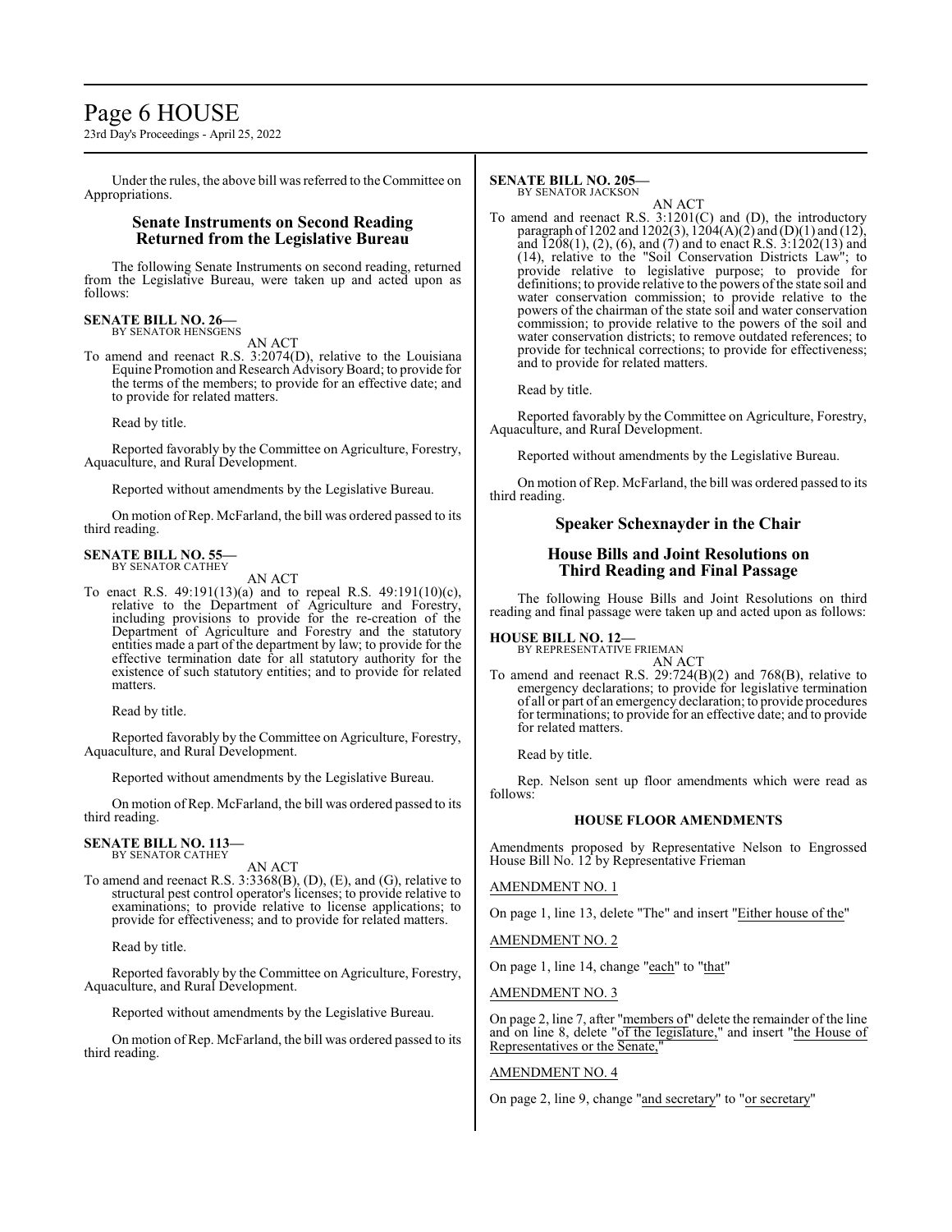Under the rules, the above bill was referred to the Committee on Appropriations.

## Senate Instruments on Second Reading Returned from the Legislative Bureau

The following Senate Instruments on second reading, returned from the Legislative Bureau, were taken up and acted upon as follows:

**SENATE BILL NO. 26—**
BY SENATOR HENSGENS

AN ACT

To amend and reenact R.S. 3:2074(D), relative to the Louisiana Equine Promotion and Research Advisory Board; to provide for the terms of the members; to provide for an effective date; and to provide for related matters.

Read by title.

Reported favorably by the Committee on Agriculture, Forestry, Aquaculture, and Rural Development.

Reported without amendments by the Legislative Bureau.

On motion of Rep. McFarland, the bill was ordered passed to its third reading.

**SENATE BILL NO. 55—**
BY SENATOR CATHEY

AN ACT

To enact R.S. 49:191(13)(a) and to repeal R.S. 49:191(10)(c), relative to the Department of Agriculture and Forestry, including provisions to provide for the re-creation of the Department of Agriculture and Forestry and the statutory entities made a part of the department by law; to provide for the effective termination date for all statutory authority for the existence of such statutory entities; and to provide for related matters.

Read by title.

Reported favorably by the Committee on Agriculture, Forestry, Aquaculture, and Rural Development.

Reported without amendments by the Legislative Bureau.

On motion of Rep. McFarland, the bill was ordered passed to its third reading.

**SENATE BILL NO. 113—**
BY SENATOR CATHEY

AN ACT

To amend and reenact R.S. 3:3368(B), (D), (E), and (G), relative to structural pest control operator's licenses; to provide relative to examinations; to provide relative to license applications; to provide for effectiveness; and to provide for related matters.

Read by title.

Reported favorably by the Committee on Agriculture, Forestry, Aquaculture, and Rural Development.

Reported without amendments by the Legislative Bureau.

On motion of Rep. McFarland, the bill was ordered passed to its third reading.

**SENATE BILL NO. 205—**
BY SENATOR JACKSON

AN ACT

To amend and reenact R.S. 3:1201(C) and (D), the introductory paragraph of 1202 and 1202(3), 1204(A)(2) and (D)(1) and (12), and 1208(1), (2), (6), and (7) and to enact R.S. 3:1202(13) and (14), relative to the "Soil Conservation Districts Law"; to provide relative to legislative purpose; to provide for definitions; to provide relative to the powers of the state soil and water conservation commission; to provide relative to the powers of the chairman of the state soil and water conservation commission; to provide relative to the powers of the soil and water conservation districts; to remove outdated references; to provide for technical corrections; to provide for effectiveness; and to provide for related matters.

Read by title.

Reported favorably by the Committee on Agriculture, Forestry, Aquaculture, and Rural Development.

Reported without amendments by the Legislative Bureau.

On motion of Rep. McFarland, the bill was ordered passed to its third reading.

## Speaker Schexnayder in the Chair

## House Bills and Joint Resolutions on Third Reading and Final Passage

The following House Bills and Joint Resolutions on third reading and final passage were taken up and acted upon as follows:

**HOUSE BILL NO. 12—**
BY REPRESENTATIVE FRIEMAN

AN ACT

To amend and reenact R.S. 29:724(B)(2) and 768(B), relative to emergency declarations; to provide for legislative termination of all or part of an emergency declaration; to provide procedures for terminations; to provide for an effective date; and to provide for related matters.

Read by title.

Rep. Nelson sent up floor amendments which were read as follows:

### HOUSE FLOOR AMENDMENTS

Amendments proposed by Representative Nelson to Engrossed House Bill No. 12 by Representative Frieman

AMENDMENT NO. 1

On page 1, line 13, delete "The" and insert "Either house of the"

AMENDMENT NO. 2

On page 1, line 14, change "each" to "that"

AMENDMENT NO. 3

On page 2, line 7, after "members of" delete the remainder of the line and on line 8, delete "of the legislature," and insert "the House of Representatives or the Senate,"

AMENDMENT NO. 4

On page 2, line 9, change "and secretary" to "or secretary"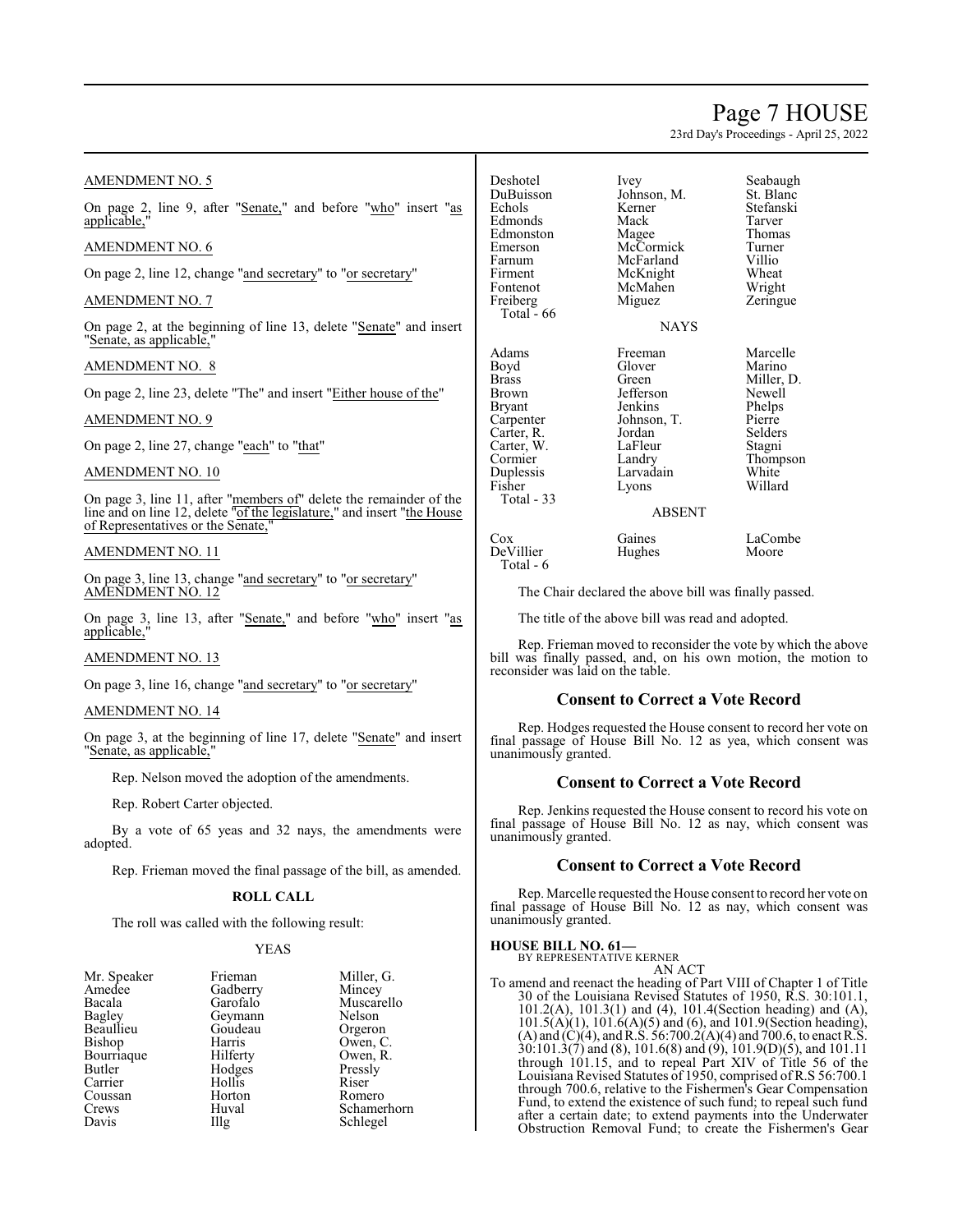AMENDMENT NO. 5

On page 2, line 9, after "Senate," and before "who" insert "as applicable,"

AMENDMENT NO. 6

On page 2, line 12, change "and secretary" to "or secretary"

AMENDMENT NO. 7

On page 2, at the beginning of line 13, delete "Senate" and insert "Senate, as applicable,"

AMENDMENT NO. 8

On page 2, line 23, delete "The" and insert "Either house of the"

AMENDMENT NO. 9

On page 2, line 27, change "each" to "that"

AMENDMENT NO. 10

On page 3, line 11, after "members of" delete the remainder of the line and on line 12, delete "of the legislature," and insert "the House of Representatives or the Senate,"

AMENDMENT NO. 11

On page 3, line 13, change "and secretary" to "or secretary"

AMENDMENT NO. 12

On page 3, line 13, after "Senate," and before "who" insert "as applicable,"

AMENDMENT NO. 13

On page 3, line 16, change "and secretary" to "or secretary"

AMENDMENT NO. 14

On page 3, at the beginning of line 17, delete "Senate" and insert "Senate, as applicable,"

Rep. Nelson moved the adoption of the amendments.

Rep. Robert Carter objected.

By a vote of 65 yeas and 32 nays, the amendments were adopted.

Rep. Frieman moved the final passage of the bill, as amended.

**ROLL CALL**

The roll was called with the following result:

YEAS

| | | |
|---|---|---|
| Mr. Speaker | Frieman | Miller, G. |
| Amedee | Gadberry | Mincey |
| Bacala | Garofalo | Muscarello |
| Bagley | Geymann | Nelson |
| Beaullieu | Goudeau | Orgeron |
| Bishop | Harris | Owen, C. |
| Bourriaque | Hilferty | Owen, R. |
| Butler | Hodges | Pressly |
| Carrier | Hollis | Riser |
| Coussan | Horton | Romero |
| Crews | Huval | Schamerhorn |
| Davis | Illg | Schlegel |
| Deshotel | Ivey | Seabaugh |
| DuBuisson | Johnson, M. | St. Blanc |
| Echols | Kerner | Stefanski |
| Edmonds | Mack | Tarver |
| Edmonston | Magee | Thomas |
| Emerson | McCormick | Turner |
| Farnum | McFarland | Villio |
| Firment | McKnight | Wheat |
| Fontenot | McMahen | Wright |
| Freiberg | Miguez | Zeringue |

Total - 66

NAYS

| | | |
|---|---|---|
| Adams | Freeman | Marcelle |
| Boyd | Glover | Marino |
| Brass | Green | Miller, D. |
| Brown | Jefferson | Newell |
| Bryant | Jenkins | Phelps |
| Carpenter | Johnson, T. | Pierre |
| Carter, R. | Jordan | Selders |
| Carter, W. | LaFleur | Stagni |
| Cormier | Landry | Thompson |
| Duplessis | Larvadain | White |
| Fisher | Lyons | Willard |

Total - 33

ABSENT

| | | |
|---|---|---|
| Cox | Gaines | LaCombe |
| DeVillier | Hughes | Moore |

Total - 6

The Chair declared the above bill was finally passed.

The title of the above bill was read and adopted.

Rep. Frieman moved to reconsider the vote by which the above bill was finally passed, and, on his own motion, the motion to reconsider was laid on the table.

## Consent to Correct a Vote Record

Rep. Hodges requested the House consent to record her vote on final passage of House Bill No. 12 as yea, which consent was unanimously granted.

## Consent to Correct a Vote Record

Rep. Jenkins requested the House consent to record his vote on final passage of House Bill No. 12 as nay, which consent was unanimously granted.

## Consent to Correct a Vote Record

Rep. Marcelle requested the House consent to record her vote on final passage of House Bill No. 12 as nay, which consent was unanimously granted.

**HOUSE BILL NO. 61—**
BY REPRESENTATIVE KERNER

AN ACT

To amend and reenact the heading of Part VIII of Chapter 1 of Title 30 of the Louisiana Revised Statutes of 1950, R.S. 30:101.1, 101.2(A), 101.3(1) and (4), 101.4(Section heading) and (A), 101.5(A)(1), 101.6(A)(5) and (6), and 101.9(Section heading), (A) and (C)(4), and R.S. 56:700.2(A)(4) and 700.6, to enact R.S. 30:101.3(7) and (8), 101.6(8) and (9), 101.9(D)(5), and 101.11 through 101.15, and to repeal Part XIV of Title 56 of the Louisiana Revised Statutes of 1950, comprised of R.S 56:700.1 through 700.6, relative to the Fishermen's Gear Compensation Fund, to extend the existence of such fund; to repeal such fund after a certain date; to extend payments into the Underwater Obstruction Removal Fund; to create the Fishermen's Gear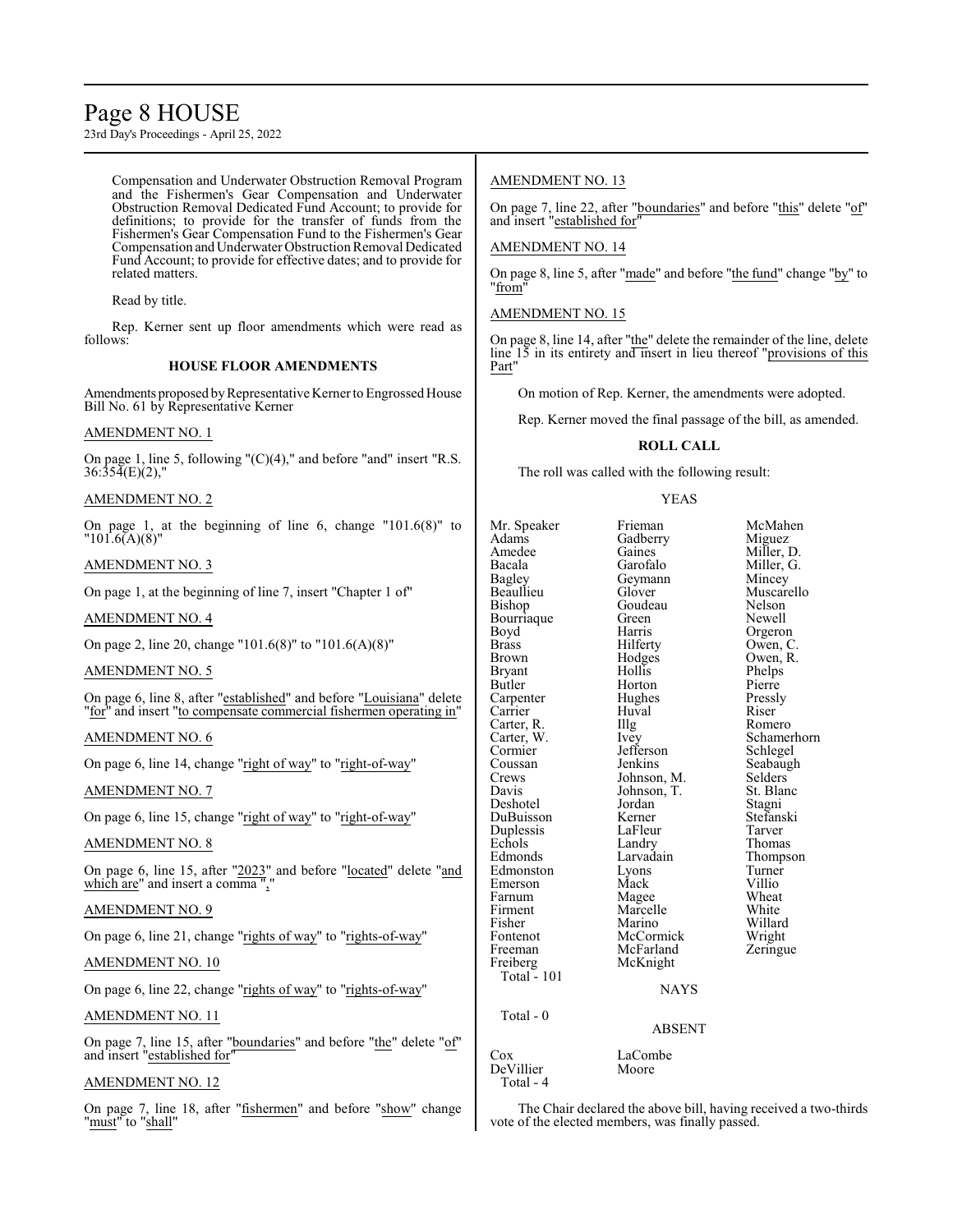Compensation and Underwater Obstruction Removal Program and the Fishermen's Gear Compensation and Underwater Obstruction Removal Dedicated Fund Account; to provide for definitions; to provide for the transfer of funds from the Fishermen's Gear Compensation Fund to the Fishermen's Gear Compensation and Underwater Obstruction Removal Dedicated Fund Account; to provide for effective dates; and to provide for related matters.

Read by title.

Rep. Kerner sent up floor amendments which were read as follows:

**HOUSE FLOOR AMENDMENTS**

Amendments proposed by Representative Kerner to Engrossed House Bill No. 61 by Representative Kerner

AMENDMENT NO. 1

On page 1, line 5, following "(C)(4)," and before "and" insert "R.S. 36:354(E)(2),"

AMENDMENT NO. 2

On page 1, at the beginning of line 6, change "101.6(8)" to "101.6(A)(8)"

AMENDMENT NO. 3

On page 1, at the beginning of line 7, insert "Chapter 1 of"

AMENDMENT NO. 4

On page 2, line 20, change "101.6(8)" to "101.6(A)(8)"

AMENDMENT NO. 5

On page 6, line 8, after "established" and before "Louisiana" delete "for" and insert "to compensate commercial fishermen operating in"

AMENDMENT NO. 6

On page 6, line 14, change "right of way" to "right-of-way"

AMENDMENT NO. 7

On page 6, line 15, change "right of way" to "right-of-way"

AMENDMENT NO. 8

On page 6, line 15, after "2023" and before "located" delete "and which are" and insert a comma ","

AMENDMENT NO. 9

On page 6, line 21, change "rights of way" to "rights-of-way"

AMENDMENT NO. 10

On page 6, line 22, change "rights of way" to "rights-of-way"

AMENDMENT NO. 11

On page 7, line 15, after "boundaries" and before "the" delete "of" and insert "established for"

AMENDMENT NO. 12

On page 7, line 18, after "fishermen" and before "show" change "must" to "shall"

AMENDMENT NO. 13

On page 7, line 22, after "boundaries" and before "this" delete "of" and insert "established for"

AMENDMENT NO. 14

On page 8, line 5, after "made" and before "the fund" change "by" to "from"

AMENDMENT NO. 15

On page 8, line 14, after "the" delete the remainder of the line, delete line 15 in its entirety and insert in lieu thereof "provisions of this Part"

On motion of Rep. Kerner, the amendments were adopted.

Rep. Kerner moved the final passage of the bill, as amended.

**ROLL CALL**

The roll was called with the following result:

YEAS

| | | |
|---|---|---|
| Mr. Speaker | Frieman | McMahen |
| Adams | Gadberry | Miguez |
| Amedee | Gaines | Miller, D. |
| Bacala | Garofalo | Miller, G. |
| Bagley | Geymann | Mincey |
| Beaullieu | Glover | Muscarello |
| Bishop | Goudeau | Nelson |
| Bourriaque | Green | Newell |
| Boyd | Harris | Orgeron |
| Brass | Hilferty | Owen, C. |
| Brown | Hodges | Owen, R. |
| Bryant | Hollis | Phelps |
| Butler | Horton | Pierre |
| Carpenter | Hughes | Pressly |
| Carrier | Huval | Riser |
| Carter, R. | Illg | Romero |
| Carter, W. | Ivey | Schamerhorn |
| Cormier | Jefferson | Schlegel |
| Coussan | Jenkins | Seabaugh |
| Crews | Johnson, M. | Selders |
| Davis | Johnson, T. | St. Blanc |
| Deshotel | Jordan | Stagni |
| DuBuisson | Kerner | Stefanski |
| Duplessis | LaFleur | Tarver |
| Echols | Landry | Thomas |
| Edmonds | Larvadain | Thompson |
| Edmonston | Lyons | Turner |
| Emerson | Mack | Villio |
| Farnum | Magee | Wheat |
| Firment | Marcelle | White |
| Fisher | Marino | Willard |
| Fontenot | McCormick | Wright |
| Freeman | McFarland | Zeringue |
| Freiberg | McKnight | |

Total - 101

NAYS

Total - 0

ABSENT

| | |
|---|---|
| Cox | LaCombe |
| DeVillier | Moore |

Total - 4

The Chair declared the above bill, having received a two-thirds vote of the elected members, was finally passed.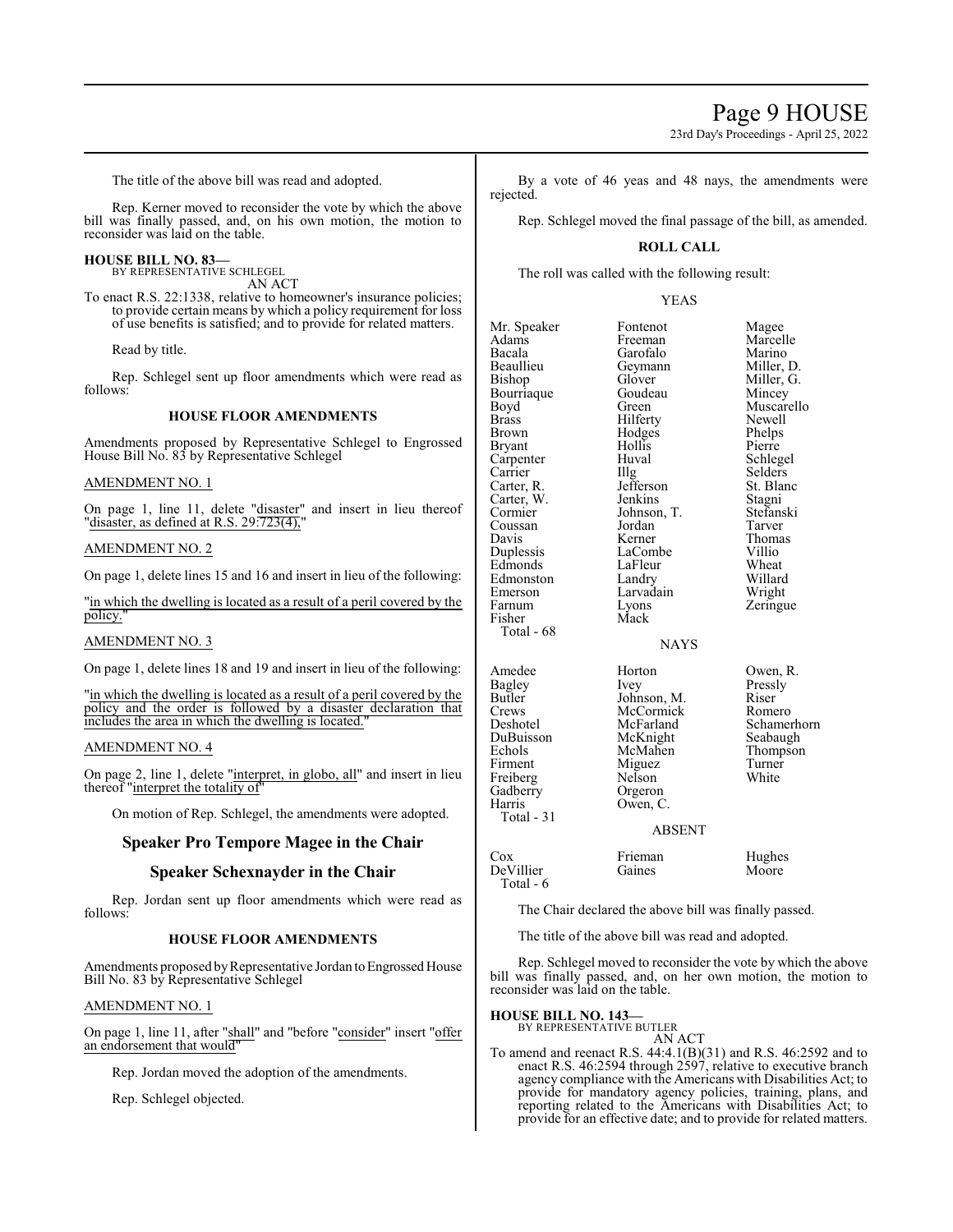The title of the above bill was read and adopted.

Rep. Kerner moved to reconsider the vote by which the above bill was finally passed, and, on his own motion, the motion to reconsider was laid on the table.

**HOUSE BILL NO. 83—**
BY REPRESENTATIVE SCHLEGEL
AN ACT

To enact R.S. 22:1338, relative to homeowner's insurance policies; to provide certain means by which a policy requirement for loss of use benefits is satisfied; and to provide for related matters.

Read by title.

Rep. Schlegel sent up floor amendments which were read as follows:

**HOUSE FLOOR AMENDMENTS**

Amendments proposed by Representative Schlegel to Engrossed House Bill No. 83 by Representative Schlegel

AMENDMENT NO. 1

On page 1, line 11, delete "disaster" and insert in lieu thereof "disaster, as defined at R.S. 29:723(4),"

AMENDMENT NO. 2

On page 1, delete lines 15 and 16 and insert in lieu of the following:

"in which the dwelling is located as a result of a peril covered by the policy."

AMENDMENT NO. 3

On page 1, delete lines 18 and 19 and insert in lieu of the following:

"in which the dwelling is located as a result of a peril covered by the policy and the order is followed by a disaster declaration that includes the area in which the dwelling is located."

AMENDMENT NO. 4

On page 2, line 1, delete "interpret, in globo, all" and insert in lieu thereof "interpret the totality of"

On motion of Rep. Schlegel, the amendments were adopted.

## Speaker Pro Tempore Magee in the Chair

## Speaker Schexnayder in the Chair

Rep. Jordan sent up floor amendments which were read as follows:

**HOUSE FLOOR AMENDMENTS**

Amendments proposed by Representative Jordan to Engrossed House Bill No. 83 by Representative Schlegel

AMENDMENT NO. 1

On page 1, line 11, after "shall" and "before "consider" insert "offer an endorsement that would"

Rep. Jordan moved the adoption of the amendments.

Rep. Schlegel objected.

By a vote of 46 yeas and 48 nays, the amendments were rejected.

Rep. Schlegel moved the final passage of the bill, as amended.

**ROLL CALL**

The roll was called with the following result:

YEAS

| | | |
|---|---|---|
| Mr. Speaker | Fontenot | Magee |
| Adams | Freeman | Marcelle |
| Bacala | Garofalo | Marino |
| Beaullieu | Geymann | Miller, D. |
| Bishop | Glover | Miller, G. |
| Bourriaque | Goudeau | Mincey |
| Boyd | Green | Muscarello |
| Brass | Hilferty | Newell |
| Brown | Hodges | Phelps |
| Bryant | Hollis | Pierre |
| Carpenter | Huval | Schlegel |
| Carrier | Illg | Selders |
| Carter, R. | Jefferson | St. Blanc |
| Carter, W. | Jenkins | Stagni |
| Cormier | Johnson, T. | Stefanski |
| Coussan | Jordan | Tarver |
| Davis | Kerner | Thomas |
| Duplessis | LaCombe | Villio |
| Edmonds | LaFleur | Wheat |
| Edmonston | Landry | Willard |
| Emerson | Larvadain | Wright |
| Farnum | Lyons | Zeringue |
| Fisher | Mack | |

Total - 68

NAYS

| | | |
|---|---|---|
| Amedee | Horton | Owen, R. |
| Bagley | Ivey | Pressly |
| Butler | Johnson, M. | Riser |
| Crews | McCormick | Romero |
| Deshotel | McFarland | Schamerhorn |
| DuBuisson | McKnight | Seabaugh |
| Echols | McMahen | Thompson |
| Firment | Miguez | Turner |
| Freiberg | Nelson | White |
| Gadberry | Orgeron | |
| Harris | Owen, C. | |

Total - 31

ABSENT

| | | |
|---|---|---|
| Cox | Frieman | Hughes |
| DeVillier | Gaines | Moore |

Total - 6

The Chair declared the above bill was finally passed.

The title of the above bill was read and adopted.

Rep. Schlegel moved to reconsider the vote by which the above bill was finally passed, and, on her own motion, the motion to reconsider was laid on the table.

**HOUSE BILL NO. 143—**
BY REPRESENTATIVE BUTLER
AN ACT

To amend and reenact R.S. 44:4.1(B)(31) and R.S. 46:2592 and to enact R.S. 46:2594 through 2597, relative to executive branch agency compliance with the Americans with Disabilities Act; to provide for mandatory agency policies, training, plans, and reporting related to the Americans with Disabilities Act; to provide for an effective date; and to provide for related matters.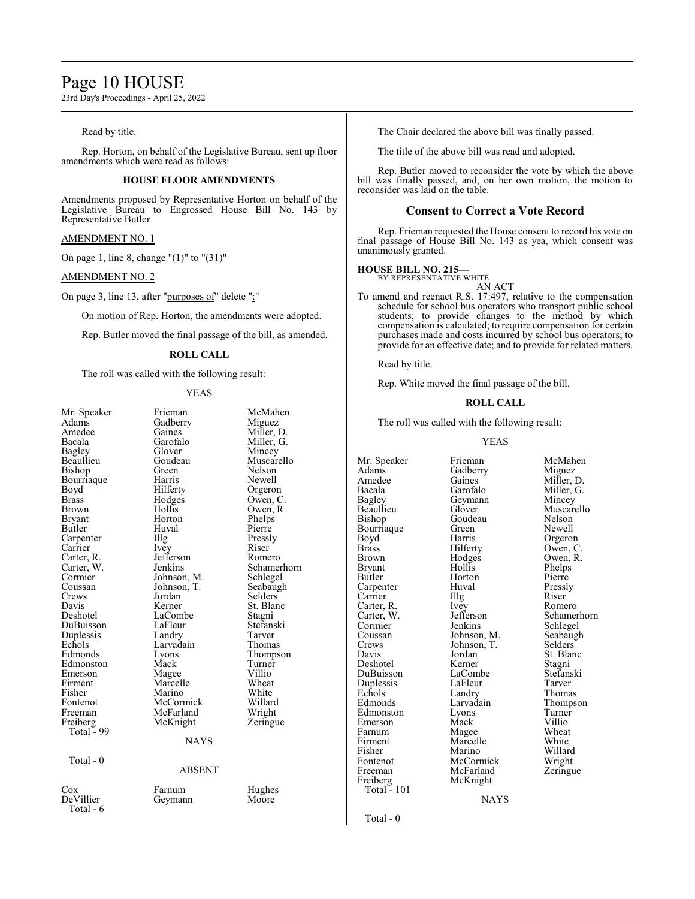Read by title.

Rep. Horton, on behalf of the Legislative Bureau, sent up floor amendments which were read as follows:

### HOUSE FLOOR AMENDMENTS

Amendments proposed by Representative Horton on behalf of the Legislative Bureau to Engrossed House Bill No. 143 by Representative Butler

AMENDMENT NO. 1

On page 1, line 8, change "(1)" to "(31)"

AMENDMENT NO. 2

On page 3, line 13, after "purposes of" delete ":"

On motion of Rep. Horton, the amendments were adopted.

Rep. Butler moved the final passage of the bill, as amended.

### ROLL CALL

The roll was called with the following result:

YEAS

| | | |
|---|---|---|
| Mr. Speaker | Frieman | McMahen |
| Adams | Gadberry | Miguez |
| Amedee | Gaines | Miller, D. |
| Bacala | Garofalo | Miller, G. |
| Bagley | Glover | Mincey |
| Beaullieu | Goudeau | Muscarello |
| Bishop | Green | Nelson |
| Bourriaque | Harris | Newell |
| Boyd | Hilferty | Orgeron |
| Brass | Hodges | Owen, C. |
| Brown | Hollis | Owen, R. |
| Bryant | Horton | Phelps |
| Butler | Huval | Pierre |
| Carpenter | Illg | Pressly |
| Carrier | Ivey | Riser |
| Carter, R. | Jefferson | Romero |
| Carter, W. | Jenkins | Schamerhorn |
| Cormier | Johnson, M. | Schlegel |
| Coussan | Johnson, T. | Seabaugh |
| Crews | Jordan | Selders |
| Davis | Kerner | St. Blanc |
| Deshotel | LaCombe | Stagni |
| DuBuisson | LaFleur | Stefanski |
| Duplessis | Landry | Tarver |
| Echols | Larvadain | Thomas |
| Edmonds | Lyons | Thompson |
| Edmonston | Mack | Turner |
| Emerson | Magee | Villio |
| Firment | Marcelle | Wheat |
| Fisher | Marino | White |
| Fontenot | McCormick | Willard |
| Freeman | McFarland | Wright |
| Freiberg | McKnight | Zeringue |
| Total - 99 | | |

NAYS

Total - 0

ABSENT

| | | |
|---|---|---|
| Cox | Farnum | Hughes |
| DeVillier | Geymann | Moore |
| Total - 6 | | |

The Chair declared the above bill was finally passed.

The title of the above bill was read and adopted.

Rep. Butler moved to reconsider the vote by which the above bill was finally passed, and, on her own motion, the motion to reconsider was laid on the table.

## Consent to Correct a Vote Record

Rep. Frieman requested the House consent to record his vote on final passage of House Bill No. 143 as yea, which consent was unanimously granted.

**HOUSE BILL NO. 215—**
BY REPRESENTATIVE WHITE

AN ACT

To amend and reenact R.S. 17:497, relative to the compensation schedule for school bus operators who transport public school students; to provide changes to the method by which compensation is calculated; to require compensation for certain purchases made and costs incurred by school bus operators; to provide for an effective date; and to provide for related matters.

Read by title.

Rep. White moved the final passage of the bill.

### ROLL CALL

The roll was called with the following result:

YEAS

| | | |
|---|---|---|
| Mr. Speaker | Frieman | McMahen |
| Adams | Gadberry | Miguez |
| Amedee | Gaines | Miller, D. |
| Bacala | Garofalo | Miller, G. |
| Bagley | Geymann | Mincey |
| Beaullieu | Glover | Muscarello |
| Bishop | Goudeau | Nelson |
| Bourriaque | Green | Newell |
| Boyd | Harris | Orgeron |
| Brass | Hilferty | Owen, C. |
| Brown | Hodges | Owen, R. |
| Bryant | Hollis | Phelps |
| Butler | Horton | Pierre |
| Carpenter | Huval | Pressly |
| Carrier | Illg | Riser |
| Carter, R. | Ivey | Romero |
| Carter, W. | Jefferson | Schamerhorn |
| Cormier | Jenkins | Schlegel |
| Coussan | Johnson, M. | Seabaugh |
| Crews | Johnson, T. | Selders |
| Davis | Jordan | St. Blanc |
| Deshotel | Kerner | Stagni |
| DuBuisson | LaCombe | Stefanski |
| Duplessis | LaFleur | Tarver |
| Echols | Landry | Thomas |
| Edmonds | Larvadain | Thompson |
| Edmonston | Lyons | Turner |
| Emerson | Mack | Villio |
| Farnum | Magee | Wheat |
| Firment | Marcelle | White |
| Fisher | Marino | Willard |
| Fontenot | McCormick | Wright |
| Freeman | McFarland | Zeringue |
| Freiberg | McKnight | |
| Total - 101 | | |

NAYS

Total - 0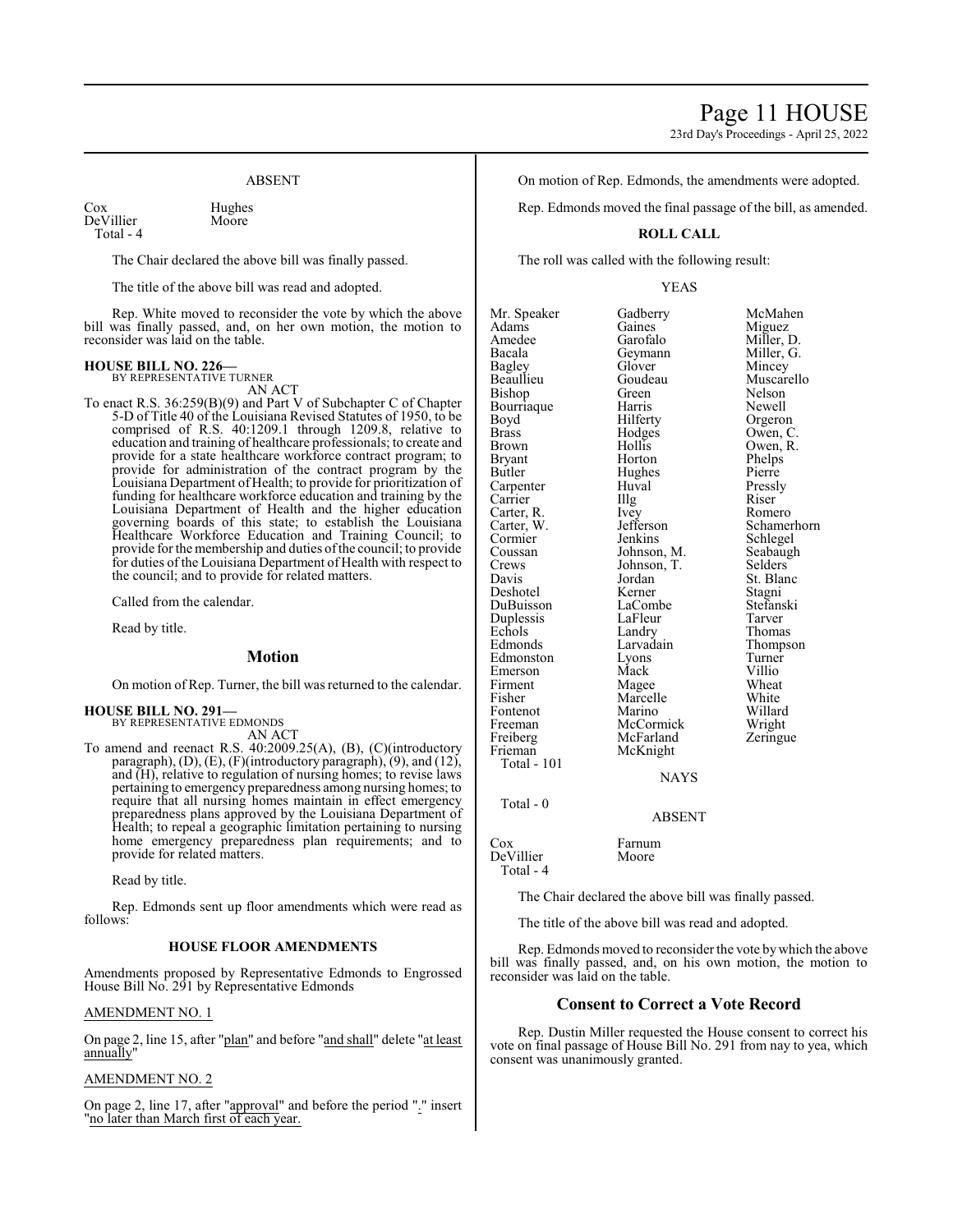ABSENT

| | |
|---|---|
| Cox | Hughes |
| DeVillier | Moore |
| Total - 4 | |

The Chair declared the above bill was finally passed.

The title of the above bill was read and adopted.

Rep. White moved to reconsider the vote by which the above bill was finally passed, and, on her own motion, the motion to reconsider was laid on the table.

**HOUSE BILL NO. 226—**
BY REPRESENTATIVE TURNER
AN ACT

To enact R.S. 36:259(B)(9) and Part V of Subchapter C of Chapter 5-D of Title 40 of the Louisiana Revised Statutes of 1950, to be comprised of R.S. 40:1209.1 through 1209.8, relative to education and training of healthcare professionals; to create and provide for a state healthcare workforce contract program; to provide for administration of the contract program by the Louisiana Department of Health; to provide for prioritization of funding for healthcare workforce education and training by the Louisiana Department of Health and the higher education governing boards of this state; to establish the Louisiana Healthcare Workforce Education and Training Council; to provide for the membership and duties of the council; to provide for duties of the Louisiana Department of Health with respect to the council; and to provide for related matters.

Called from the calendar.

Read by title.

## Motion

On motion of Rep. Turner, the bill was returned to the calendar.

**HOUSE BILL NO. 291—**
BY REPRESENTATIVE EDMONDS
AN ACT

To amend and reenact R.S. 40:2009.25(A), (B), (C)(introductory paragraph), (D), (E), (F)(introductory paragraph), (9), and (12), and (H), relative to regulation of nursing homes; to revise laws pertaining to emergency preparedness among nursing homes; to require that all nursing homes maintain in effect emergency preparedness plans approved by the Louisiana Department of Health; to repeal a geographic limitation pertaining to nursing home emergency preparedness plan requirements; and to provide for related matters.

Read by title.

Rep. Edmonds sent up floor amendments which were read as follows:

### HOUSE FLOOR AMENDMENTS

Amendments proposed by Representative Edmonds to Engrossed House Bill No. 291 by Representative Edmonds

AMENDMENT NO. 1

On page 2, line 15, after "plan" and before "and shall" delete "at least annually"

AMENDMENT NO. 2

On page 2, line 17, after "approval" and before the period "." insert "no later than March first of each year.

On motion of Rep. Edmonds, the amendments were adopted.

Rep. Edmonds moved the final passage of the bill, as amended.

### ROLL CALL

The roll was called with the following result:

YEAS

| | | |
|---|---|---|
| Mr. Speaker | Gadberry | McMahen |
| Adams | Gaines | Miguez |
| Amedee | Garofalo | Miller, D. |
| Bacala | Geymann | Miller, G. |
| Bagley | Glover | Mincey |
| Beaullieu | Goudeau | Muscarello |
| Bishop | Green | Nelson |
| Bourriaque | Harris | Newell |
| Boyd | Hilferty | Orgeron |
| Brass | Hodges | Owen, C. |
| Brown | Hollis | Owen, R. |
| Bryant | Horton | Phelps |
| Butler | Hughes | Pierre |
| Carpenter | Huval | Pressly |
| Carrier | Illg | Riser |
| Carter, R. | Ivey | Romero |
| Carter, W. | Jefferson | Schamerhorn |
| Cormier | Jenkins | Schlegel |
| Coussan | Johnson, M. | Seabaugh |
| Crews | Johnson, T. | Selders |
| Davis | Jordan | St. Blanc |
| Deshotel | Kerner | Stagni |
| DuBuisson | LaCombe | Stefanski |
| Duplessis | LaFleur | Tarver |
| Echols | Landry | Thomas |
| Edmonds | Larvadain | Thompson |
| Edmonston | Lyons | Turner |
| Emerson | Mack | Villio |
| Firment | Magee | Wheat |
| Fisher | Marcelle | White |
| Fontenot | Marino | Willard |
| Freeman | McCormick | Wright |
| Freiberg | McFarland | Zeringue |
| Frieman | McKnight | |
| Total - 101 | | |

NAYS

Total - 0

ABSENT

| | |
|---|---|
| Cox | Farnum |
| DeVillier | Moore |
| Total - 4 | |

The Chair declared the above bill was finally passed.

The title of the above bill was read and adopted.

Rep. Edmonds moved to reconsider the vote by which the above bill was finally passed, and, on his own motion, the motion to reconsider was laid on the table.

## Consent to Correct a Vote Record

Rep. Dustin Miller requested the House consent to correct his vote on final passage of House Bill No. 291 from nay to yea, which consent was unanimously granted.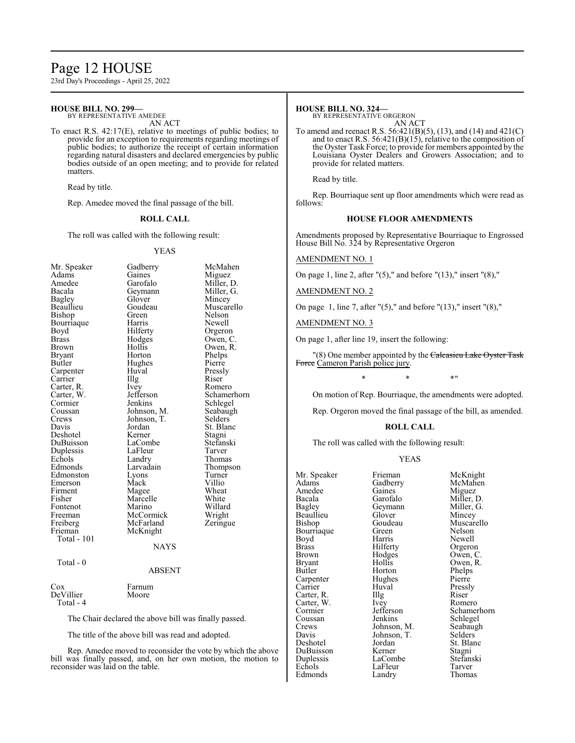### HOUSE BILL NO. 299—

BY REPRESENTATIVE AMEDEE

AN ACT

To enact R.S. 42:17(E), relative to meetings of public bodies; to provide for an exception to requirements regarding meetings of public bodies; to authorize the receipt of certain information regarding natural disasters and declared emergencies by public bodies outside of an open meeting; and to provide for related matters.

Read by title.

Rep. Amedee moved the final passage of the bill.

**ROLL CALL**

The roll was called with the following result:

YEAS

| | | |
|---|---|---|
| Mr. Speaker | Gadberry | McMahen |
| Adams | Gaines | Miguez |
| Amedee | Garofalo | Miller, D. |
| Bacala | Geymann | Miller, G. |
| Bagley | Glover | Mincey |
| Beaullieu | Goudeau | Muscarello |
| Bishop | Green | Nelson |
| Bourriaque | Harris | Newell |
| Boyd | Hilferty | Orgeron |
| Brass | Hodges | Owen, C. |
| Brown | Hollis | Owen, R. |
| Bryant | Horton | Phelps |
| Butler | Hughes | Pierre |
| Carpenter | Huval | Pressly |
| Carrier | Illg | Riser |
| Carter, R. | Ivey | Romero |
| Carter, W. | Jefferson | Schamerhorn |
| Cormier | Jenkins | Schlegel |
| Coussan | Johnson, M. | Seabaugh |
| Crews | Johnson, T. | Selders |
| Davis | Jordan | St. Blanc |
| Deshotel | Kerner | Stagni |
| DuBuisson | LaCombe | Stefanski |
| Duplessis | LaFleur | Tarver |
| Echols | Landry | Thomas |
| Edmonds | Larvadain | Thompson |
| Edmonston | Lyons | Turner |
| Emerson | Mack | Villio |
| Firment | Magee | Wheat |
| Fisher | Marcelle | White |
| Fontenot | Marino | Willard |
| Freeman | McCormick | Wright |
| Freiberg | McFarland | Zeringue |
| Frieman | McKnight | |

Total - 101

NAYS

Total - 0

ABSENT

| | |
|---|---|
| Cox | Farnum |
| DeVillier | Moore |

Total - 4

The Chair declared the above bill was finally passed.

The title of the above bill was read and adopted.

Rep. Amedee moved to reconsider the vote by which the above bill was finally passed, and, on her own motion, the motion to reconsider was laid on the table.

### HOUSE BILL NO. 324—

BY REPRESENTATIVE ORGERON

AN ACT

To amend and reenact R.S. 56:421(B)(5), (13), and (14) and 421(C) and to enact R.S. 56:421(B)(15), relative to the composition of the Oyster Task Force; to provide for members appointed by the Louisiana Oyster Dealers and Growers Association; and to provide for related matters.

Read by title.

Rep. Bourriaque sent up floor amendments which were read as follows:

**HOUSE FLOOR AMENDMENTS**

Amendments proposed by Representative Bourriaque to Engrossed House Bill No. 324 by Representative Orgeron

AMENDMENT NO. 1

On page 1, line 2, after "(5)," and before "(13)," insert "(8),"

AMENDMENT NO. 2

On page 1, line 7, after "(5)," and before "(13)," insert "(8),"

AMENDMENT NO. 3

On page 1, after line 19, insert the following:

"(8) One member appointed by the ~~Calcasieu Lake Oyster Task Force~~ Cameron Parish police jury.

\* \* \*"

On motion of Rep. Bourriaque, the amendments were adopted.

Rep. Orgeron moved the final passage of the bill, as amended.

**ROLL CALL**

The roll was called with the following result:

YEAS

| | | |
|---|---|---|
| Mr. Speaker | Frieman | McKnight |
| Adams | Gadberry | McMahen |
| Amedee | Gaines | Miguez |
| Bacala | Garofalo | Miller, D. |
| Bagley | Geymann | Miller, G. |
| Beaullieu | Glover | Mincey |
| Bishop | Goudeau | Muscarello |
| Bourriaque | Green | Nelson |
| Boyd | Harris | Newell |
| Brass | Hilferty | Orgeron |
| Brown | Hodges | Owen, C. |
| Bryant | Hollis | Owen, R. |
| Butler | Horton | Phelps |
| Carpenter | Hughes | Pierre |
| Carrier | Huval | Pressly |
| Carter, R. | Illg | Riser |
| Carter, W. | Ivey | Romero |
| Cormier | Jefferson | Schamerhorn |
| Coussan | Jenkins | Schlegel |
| Crews | Johnson, M. | Seabaugh |
| Davis | Johnson, T. | Selders |
| Deshotel | Jordan | St. Blanc |
| DuBuisson | Kerner | Stagni |
| Duplessis | LaCombe | Stefanski |
| Echols | LaFleur | Tarver |
| Edmonds | Landry | Thomas |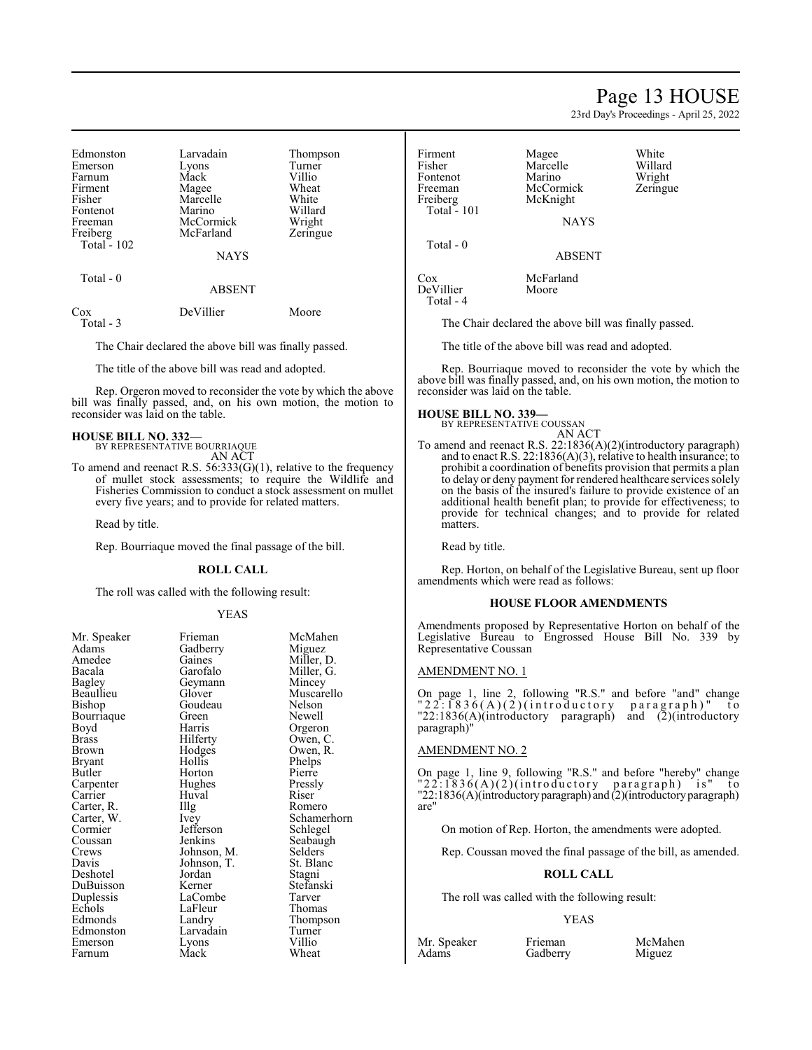| | | |
|---|---|---|
| Edmonston | Larvadain | Thompson |
| Emerson | Lyons | Turner |
| Farnum | Mack | Villio |
| Firment | Magee | Wheat |
| Fisher | Marcelle | White |
| Fontenot | Marino | Willard |
| Freeman | McCormick | Wright |
| Freiberg | McFarland | Zeringue |

Total - 102

NAYS

Total - 0

ABSENT

| | | |
|---|---|---|
| Cox | DeVillier | Moore |

Total - 3

The Chair declared the above bill was finally passed.

The title of the above bill was read and adopted.

Rep. Orgeron moved to reconsider the vote by which the above bill was finally passed, and, on his own motion, the motion to reconsider was laid on the table.

**HOUSE BILL NO. 332—**
BY REPRESENTATIVE BOURRIAQUE
AN ACT

To amend and reenact R.S. 56:333(G)(1), relative to the frequency of mullet stock assessments; to require the Wildlife and Fisheries Commission to conduct a stock assessment on mullet every five years; and to provide for related matters.

Read by title.

Rep. Bourriaque moved the final passage of the bill.

**ROLL CALL**

The roll was called with the following result:

YEAS

| | | |
|---|---|---|
| Mr. Speaker | Frieman | McMahen |
| Adams | Gadberry | Miguez |
| Amedee | Gaines | Miller, D. |
| Bacala | Garofalo | Miller, G. |
| Bagley | Geymann | Mincey |
| Beaullieu | Glover | Muscarello |
| Bishop | Goudeau | Nelson |
| Bourriaque | Green | Newell |
| Boyd | Harris | Orgeron |
| Brass | Hilferty | Owen, C. |
| Brown | Hodges | Owen, R. |
| Bryant | Hollis | Phelps |
| Butler | Horton | Pierre |
| Carpenter | Hughes | Pressly |
| Carrier | Huval | Riser |
| Carter, R. | Illg | Romero |
| Carter, W. | Ivey | Schamerhorn |
| Cormier | Jefferson | Schlegel |
| Coussan | Jenkins | Seabaugh |
| Crews | Johnson, M. | Selders |
| Davis | Johnson, T. | St. Blanc |
| Deshotel | Jordan | Stagni |
| DuBuisson | Kerner | Stefanski |
| Duplessis | LaCombe | Tarver |
| Echols | LaFleur | Thomas |
| Edmonds | Landry | Thompson |
| Edmonston | Larvadain | Turner |
| Emerson | Lyons | Villio |
| Farnum | Mack | Wheat |
| Firment | Magee | White |
| Fisher | Marcelle | Willard |
| Fontenot | Marino | Wright |
| Freeman | McCormick | Zeringue |
| Freiberg | McKnight | |

Total - 101

NAYS

Total - 0

ABSENT

| | |
|---|---|
| Cox | McFarland |
| DeVillier | Moore |

Total - 4

The Chair declared the above bill was finally passed.

The title of the above bill was read and adopted.

Rep. Bourriaque moved to reconsider the vote by which the above bill was finally passed, and, on his own motion, the motion to reconsider was laid on the table.

**HOUSE BILL NO. 339—**
BY REPRESENTATIVE COUSSAN
AN ACT

To amend and reenact R.S. 22:1836(A)(2)(introductory paragraph) and to enact R.S. 22:1836(A)(3), relative to health insurance; to prohibit a coordination of benefits provision that permits a plan to delay or deny payment for rendered healthcare services solely on the basis of the insured's failure to provide existence of an additional health benefit plan; to provide for effectiveness; to provide for technical changes; and to provide for related matters.

Read by title.

Rep. Horton, on behalf of the Legislative Bureau, sent up floor amendments which were read as follows:

**HOUSE FLOOR AMENDMENTS**

Amendments proposed by Representative Horton on behalf of the Legislative Bureau to Engrossed House Bill No. 339 by Representative Coussan

AMENDMENT NO. 1

On page 1, line 2, following "R.S." and before "and" change "22:1836(A)(2)(introductory paragraph)" to "22:1836(A)(introductory paragraph) and (2)(introductory paragraph)"

AMENDMENT NO. 2

On page 1, line 9, following "R.S." and before "hereby" change "22:1836(A)(2)(introductory paragraph) is" to "22:1836(A)(introductory paragraph) and (2)(introductory paragraph) are"

On motion of Rep. Horton, the amendments were adopted.

Rep. Coussan moved the final passage of the bill, as amended.

**ROLL CALL**

The roll was called with the following result:

YEAS

| | | |
|---|---|---|
| Mr. Speaker | Frieman | McMahen |
| Adams | Gadberry | Miguez |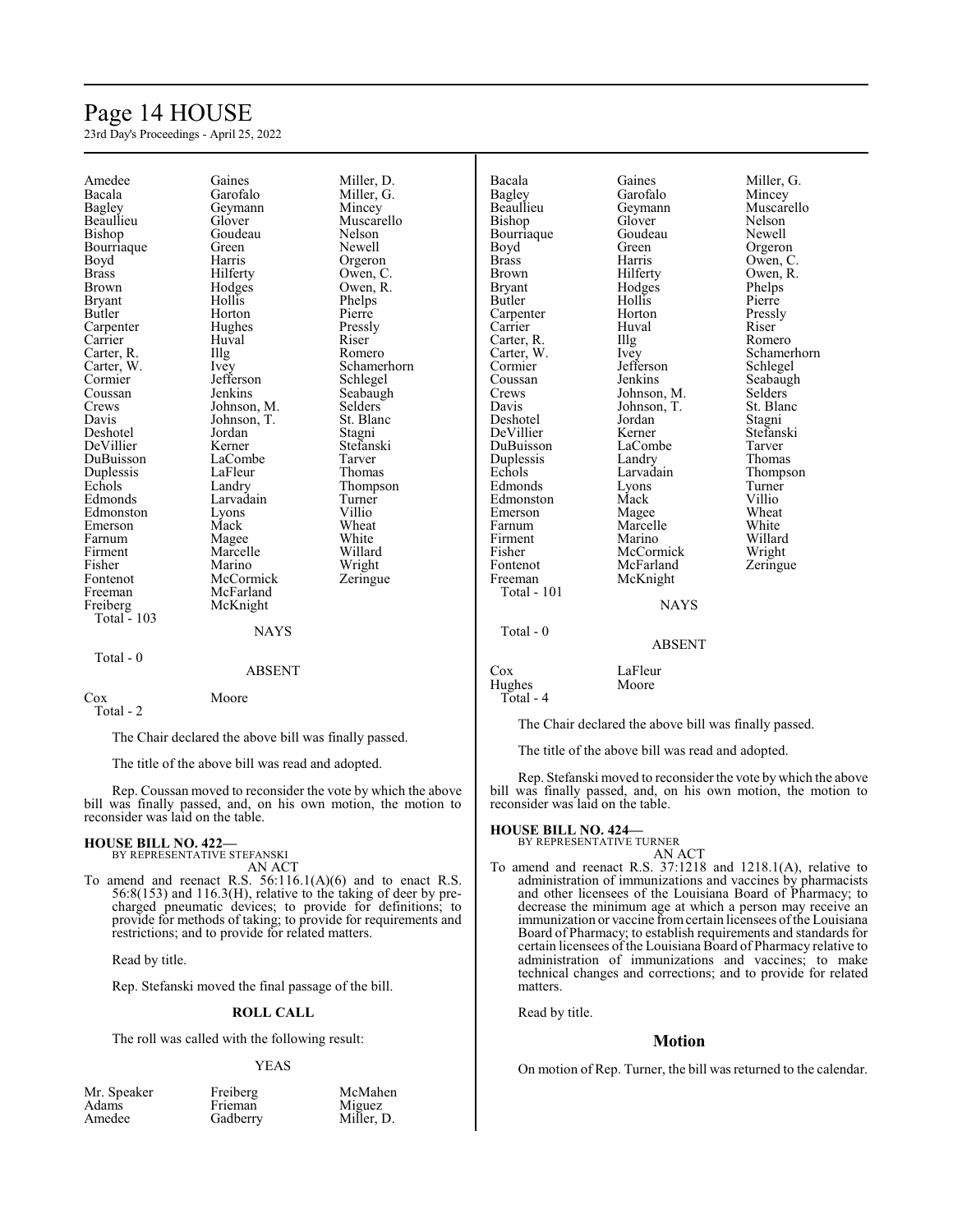| | | |
|---|---|---|
| Amedee | Gaines | Miller, D. |
| Bacala | Garofalo | Miller, G. |
| Bagley | Geymann | Mincey |
| Beaullieu | Glover | Muscarello |
| Bishop | Goudeau | Nelson |
| Bourriaque | Green | Newell |
| Boyd | Harris | Orgeron |
| Brass | Hilferty | Owen, C. |
| Brown | Hodges | Owen, R. |
| Bryant | Hollis | Phelps |
| Butler | Horton | Pierre |
| Carpenter | Hughes | Pressly |
| Carrier | Huval | Riser |
| Carter, R. | Illg | Romero |
| Carter, W. | Ivey | Schamerhorn |
| Cormier | Jefferson | Schlegel |
| Coussan | Jenkins | Seabaugh |
| Crews | Johnson, M. | Selders |
| Davis | Johnson, T. | St. Blanc |
| Deshotel | Jordan | Stagni |
| DeVillier | Kerner | Stefanski |
| DuBuisson | LaCombe | Tarver |
| Duplessis | LaFleur | Thomas |
| Echols | Landry | Thompson |
| Edmonds | Larvadain | Turner |
| Edmonston | Lyons | Villio |
| Emerson | Mack | Wheat |
| Farnum | Magee | White |
| Firment | Marcelle | Willard |
| Fisher | Marino | Wright |
| Fontenot | McCormick | Zeringue |
| Freeman | McFarland | |
| Freiberg | McKnight | |

Total - 103

NAYS

Total - 0

ABSENT

| | |
|---|---|
| Cox | Moore |

Total - 2

The Chair declared the above bill was finally passed.

The title of the above bill was read and adopted.

Rep. Coussan moved to reconsider the vote by which the above bill was finally passed, and, on his own motion, the motion to reconsider was laid on the table.

**HOUSE BILL NO. 422—**
BY REPRESENTATIVE STEFANSKI
AN ACT

To amend and reenact R.S. 56:116.1(A)(6) and to enact R.S. 56:8(153) and 116.3(H), relative to the taking of deer by pre-charged pneumatic devices; to provide for definitions; to provide for methods of taking; to provide for requirements and restrictions; and to provide for related matters.

Read by title.

Rep. Stefanski moved the final passage of the bill.

**ROLL CALL**

The roll was called with the following result:

YEAS

| | | |
|---|---|---|
| Mr. Speaker | Freiberg | McMahen |
| Adams | Frieman | Miguez |
| Amedee | Gadberry | Miller, D. |
| Bacala | Gaines | Miller, G. |
| Bagley | Garofalo | Mincey |
| Beaullieu | Geymann | Muscarello |
| Bishop | Glover | Nelson |
| Bourriaque | Goudeau | Newell |
| Boyd | Green | Orgeron |
| Brass | Harris | Owen, C. |
| Brown | Hilferty | Owen, R. |
| Bryant | Hodges | Phelps |
| Butler | Hollis | Pierre |
| Carpenter | Horton | Pressly |
| Carrier | Huval | Riser |
| Carter, R. | Illg | Romero |
| Carter, W. | Ivey | Schamerhorn |
| Cormier | Jefferson | Schlegel |
| Coussan | Jenkins | Seabaugh |
| Crews | Johnson, M. | Selders |
| Davis | Johnson, T. | St. Blanc |
| Deshotel | Jordan | Stagni |
| DeVillier | Kerner | Stefanski |
| DuBuisson | LaCombe | Tarver |
| Duplessis | Landry | Thomas |
| Echols | Larvadain | Thompson |
| Edmonds | Lyons | Turner |
| Edmonston | Mack | Villio |
| Emerson | Magee | Wheat |
| Farnum | Marcelle | White |
| Firment | Marino | Willard |
| Fisher | McCormick | Wright |
| Fontenot | McFarland | Zeringue |
| Freeman | McKnight | |

Total - 101

NAYS

Total - 0

ABSENT

| | |
|---|---|
| Cox | LaFleur |
| Hughes | Moore |

Total - 4

The Chair declared the above bill was finally passed.

The title of the above bill was read and adopted.

Rep. Stefanski moved to reconsider the vote by which the above bill was finally passed, and, on his own motion, the motion to reconsider was laid on the table.

**HOUSE BILL NO. 424—**
BY REPRESENTATIVE TURNER
AN ACT

To amend and reenact R.S. 37:1218 and 1218.1(A), relative to administration of immunizations and vaccines by pharmacists and other licensees of the Louisiana Board of Pharmacy; to decrease the minimum age at which a person may receive an immunization or vaccine from certain licensees of the Louisiana Board of Pharmacy; to establish requirements and standards for certain licensees of the Louisiana Board of Pharmacy relative to administration of immunizations and vaccines; to make technical changes and corrections; and to provide for related matters.

Read by title.

## Motion

On motion of Rep. Turner, the bill was returned to the calendar.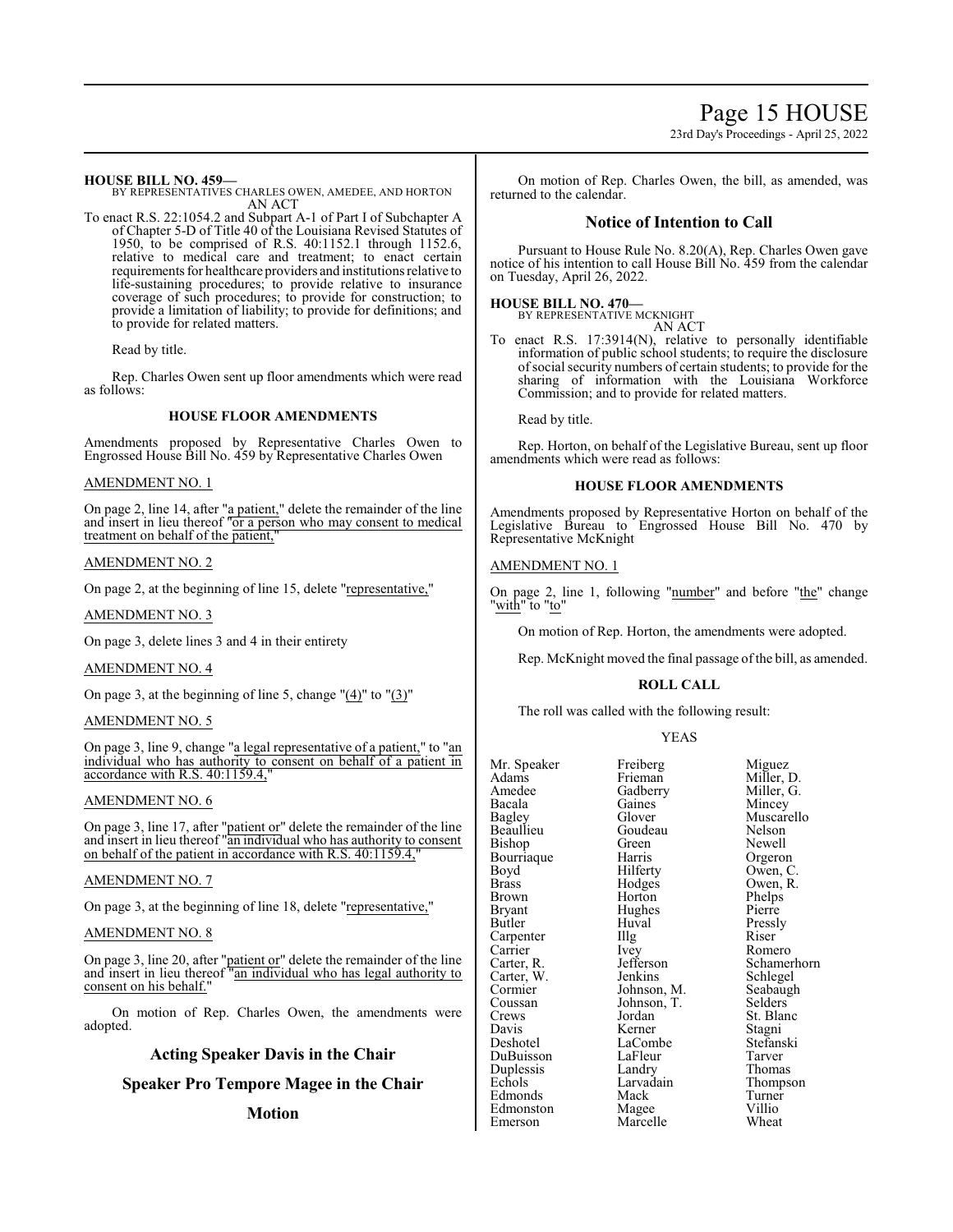**HOUSE BILL NO. 459—**
BY REPRESENTATIVES CHARLES OWEN, AMEDEE, AND HORTON
AN ACT

To enact R.S. 22:1054.2 and Subpart A-1 of Part I of Subchapter A of Chapter 5-D of Title 40 of the Louisiana Revised Statutes of 1950, to be comprised of R.S. 40:1152.1 through 1152.6, relative to medical care and treatment; to enact certain requirements for healthcare providers and institutions relative to life-sustaining procedures; to provide relative to insurance coverage of such procedures; to provide for construction; to provide a limitation of liability; to provide for definitions; and to provide for related matters.

Read by title.

Rep. Charles Owen sent up floor amendments which were read as follows:

### HOUSE FLOOR AMENDMENTS

Amendments proposed by Representative Charles Owen to Engrossed House Bill No. 459 by Representative Charles Owen

AMENDMENT NO. 1

On page 2, line 14, after "a patient," delete the remainder of the line and insert in lieu thereof "or a person who may consent to medical treatment on behalf of the patient,"

AMENDMENT NO. 2

On page 2, at the beginning of line 15, delete "representative,"

AMENDMENT NO. 3

On page 3, delete lines 3 and 4 in their entirety

AMENDMENT NO. 4

On page 3, at the beginning of line 5, change "(4)" to "(3)"

AMENDMENT NO. 5

On page 3, line 9, change "a legal representative of a patient," to "an individual who has authority to consent on behalf of a patient in accordance with R.S. 40:1159.4,"

AMENDMENT NO. 6

On page 3, line 17, after "patient or" delete the remainder of the line and insert in lieu thereof "an individual who has authority to consent on behalf of the patient in accordance with R.S. 40:1159.4,"

AMENDMENT NO. 7

On page 3, at the beginning of line 18, delete "representative,"

AMENDMENT NO. 8

On page 3, line 20, after "patient or" delete the remainder of the line and insert in lieu thereof "an individual who has legal authority to consent on his behalf."

On motion of Rep. Charles Owen, the amendments were adopted.

## Acting Speaker Davis in the Chair

## Speaker Pro Tempore Magee in the Chair

## Motion

On motion of Rep. Charles Owen, the bill, as amended, was returned to the calendar.

## Notice of Intention to Call

Pursuant to House Rule No. 8.20(A), Rep. Charles Owen gave notice of his intention to call House Bill No. 459 from the calendar on Tuesday, April 26, 2022.

**HOUSE BILL NO. 470—**
BY REPRESENTATIVE MCKNIGHT
AN ACT

To enact R.S. 17:3914(N), relative to personally identifiable information of public school students; to require the disclosure of social security numbers of certain students; to provide for the sharing of information with the Louisiana Workforce Commission; and to provide for related matters.

Read by title.

Rep. Horton, on behalf of the Legislative Bureau, sent up floor amendments which were read as follows:

### HOUSE FLOOR AMENDMENTS

Amendments proposed by Representative Horton on behalf of the Legislative Bureau to Engrossed House Bill No. 470 by Representative McKnight

AMENDMENT NO. 1

On page 2, line 1, following "number" and before "the" change "with" to "to"

On motion of Rep. Horton, the amendments were adopted.

Rep. McKnight moved the final passage of the bill, as amended.

### ROLL CALL

The roll was called with the following result:

YEAS

| | | |
|---|---|---|
| Mr. Speaker | Freiberg | Miguez |
| Adams | Frieman | Miller, D. |
| Amedee | Gadberry | Miller, G. |
| Bacala | Gaines | Mincey |
| Bagley | Glover | Muscarello |
| Beaullieu | Goudeau | Nelson |
| Bishop | Green | Newell |
| Bourriaque | Harris | Orgeron |
| Boyd | Hilferty | Owen, C. |
| Brass | Hodges | Owen, R. |
| Brown | Horton | Phelps |
| Bryant | Hughes | Pierre |
| Butler | Huval | Pressly |
| Carpenter | Illg | Riser |
| Carrier | Ivey | Romero |
| Carter, R. | Jefferson | Schamerhorn |
| Carter, W. | Jenkins | Schlegel |
| Cormier | Johnson, M. | Seabaugh |
| Coussan | Johnson, T. | Selders |
| Crews | Jordan | St. Blanc |
| Davis | Kerner | Stagni |
| Deshotel | LaCombe | Stefanski |
| DuBuisson | LaFleur | Tarver |
| Duplessis | Landry | Thomas |
| Echols | Larvadain | Thompson |
| Edmonds | Mack | Turner |
| Edmonston | Magee | Villio |
| Emerson | Marcelle | Wheat |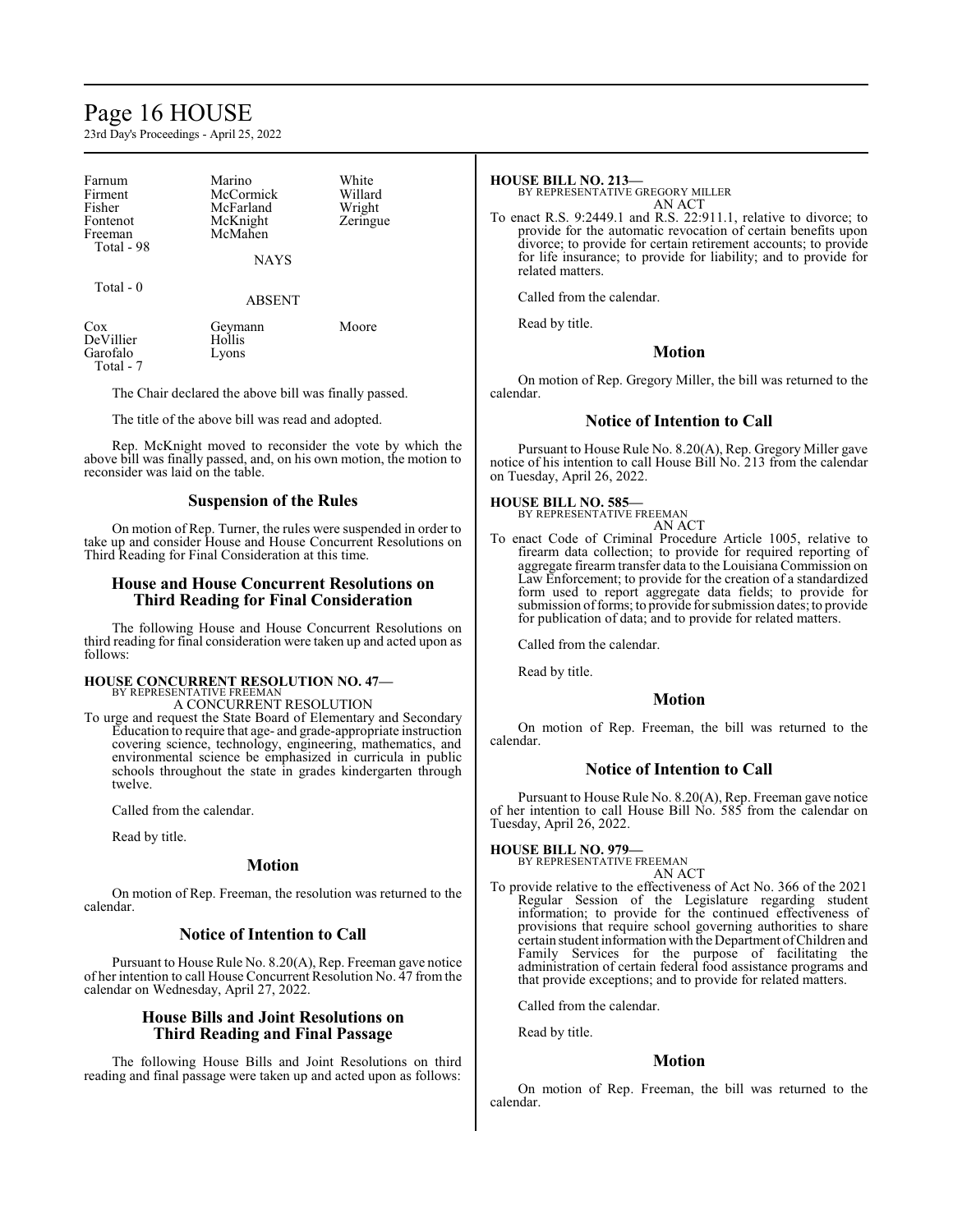| | | |
|---|---|---|
| Farnum | Marino | White |
| Firment | McCormick | Willard |
| Fisher | McFarland | Wright |
| Fontenot | McKnight | Zeringue |
| Freeman | McMahen | |
| Total - 98 | | |

NAYS

Total - 0

ABSENT

| | | |
|---|---|---|
| Cox | Geymann | Moore |
| DeVillier | Hollis | |
| Garofalo | Lyons | |
| Total - 7 | | |

The Chair declared the above bill was finally passed.

The title of the above bill was read and adopted.

Rep. McKnight moved to reconsider the vote by which the above bill was finally passed, and, on his own motion, the motion to reconsider was laid on the table.

## Suspension of the Rules

On motion of Rep. Turner, the rules were suspended in order to take up and consider House and House Concurrent Resolutions on Third Reading for Final Consideration at this time.

## House and House Concurrent Resolutions on Third Reading for Final Consideration

The following House and House Concurrent Resolutions on third reading for final consideration were taken up and acted upon as follows:

**HOUSE CONCURRENT RESOLUTION NO. 47—**
BY REPRESENTATIVE FREEMAN
A CONCURRENT RESOLUTION

To urge and request the State Board of Elementary and Secondary Education to require that age- and grade-appropriate instruction covering science, technology, engineering, mathematics, and environmental science be emphasized in curricula in public schools throughout the state in grades kindergarten through twelve.

Called from the calendar.

Read by title.

## Motion

On motion of Rep. Freeman, the resolution was returned to the calendar.

## Notice of Intention to Call

Pursuant to House Rule No. 8.20(A), Rep. Freeman gave notice of her intention to call House Concurrent Resolution No. 47 from the calendar on Wednesday, April 27, 2022.

## House Bills and Joint Resolutions on Third Reading and Final Passage

The following House Bills and Joint Resolutions on third reading and final passage were taken up and acted upon as follows:

**HOUSE BILL NO. 213—**
BY REPRESENTATIVE GREGORY MILLER
AN ACT

To enact R.S. 9:2449.1 and R.S. 22:911.1, relative to divorce; to provide for the automatic revocation of certain benefits upon divorce; to provide for certain retirement accounts; to provide for life insurance; to provide for liability; and to provide for related matters.

Called from the calendar.

Read by title.

## Motion

On motion of Rep. Gregory Miller, the bill was returned to the calendar.

## Notice of Intention to Call

Pursuant to House Rule No. 8.20(A), Rep. Gregory Miller gave notice of his intention to call House Bill No. 213 from the calendar on Tuesday, April 26, 2022.

**HOUSE BILL NO. 585—**
BY REPRESENTATIVE FREEMAN
AN ACT

To enact Code of Criminal Procedure Article 1005, relative to firearm data collection; to provide for required reporting of aggregate firearm transfer data to the Louisiana Commission on Law Enforcement; to provide for the creation of a standardized form used to report aggregate data fields; to provide for submission of forms; to provide for submission dates; to provide for publication of data; and to provide for related matters.

Called from the calendar.

Read by title.

## Motion

On motion of Rep. Freeman, the bill was returned to the calendar.

## Notice of Intention to Call

Pursuant to House Rule No. 8.20(A), Rep. Freeman gave notice of her intention to call House Bill No. 585 from the calendar on Tuesday, April 26, 2022.

**HOUSE BILL NO. 979—**
BY REPRESENTATIVE FREEMAN
AN ACT

To provide relative to the effectiveness of Act No. 366 of the 2021 Regular Session of the Legislature regarding student information; to provide for the continued effectiveness of provisions that require school governing authorities to share certain student information with the Department of Children and Family Services for the purpose of facilitating the administration of certain federal food assistance programs and that provide exceptions; and to provide for related matters.

Called from the calendar.

Read by title.

## Motion

On motion of Rep. Freeman, the bill was returned to the calendar.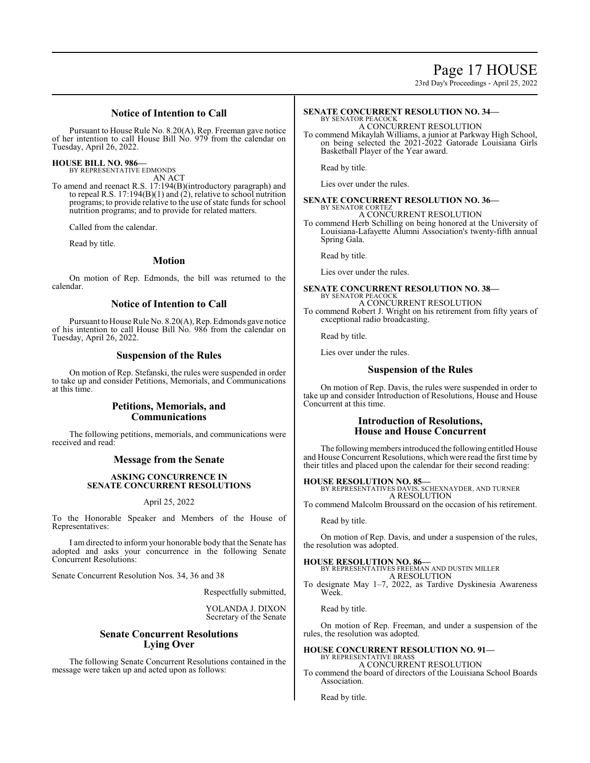## Notice of Intention to Call

Pursuant to House Rule No. 8.20(A), Rep. Freeman gave notice of her intention to call House Bill No. 979 from the calendar on Tuesday, April 26, 2022.

**HOUSE BILL NO. 986—**
BY REPRESENTATIVE EDMONDS
AN ACT

To amend and reenact R.S. 17:194(B)(introductory paragraph) and to repeal R.S. 17:194(B)(1) and (2), relative to school nutrition programs; to provide relative to the use of state funds for school nutrition programs; and to provide for related matters.

Called from the calendar.

Read by title.

## Motion

On motion of Rep. Edmonds, the bill was returned to the calendar.

## Notice of Intention to Call

Pursuant to House Rule No. 8.20(A), Rep. Edmonds gave notice of his intention to call House Bill No. 986 from the calendar on Tuesday, April 26, 2022.

## Suspension of the Rules

On motion of Rep. Stefanski, the rules were suspended in order to take up and consider Petitions, Memorials, and Communications at this time.

## Petitions, Memorials, and Communications

The following petitions, memorials, and communications were received and read:

## Message from the Senate

**ASKING CONCURRENCE IN SENATE CONCURRENT RESOLUTIONS**

April 25, 2022

To the Honorable Speaker and Members of the House of Representatives:

I am directed to inform your honorable body that the Senate has adopted and asks your concurrence in the following Senate Concurrent Resolutions:

Senate Concurrent Resolution Nos. 34, 36 and 38

Respectfully submitted,

YOLANDA J. DIXON
Secretary of the Senate

## Senate Concurrent Resolutions Lying Over

The following Senate Concurrent Resolutions contained in the message were taken up and acted upon as follows:

**SENATE CONCURRENT RESOLUTION NO. 34—**
BY SENATOR PEACOCK
A CONCURRENT RESOLUTION

To commend Mikaylah Williams, a junior at Parkway High School, on being selected the 2021-2022 Gatorade Louisiana Girls Basketball Player of the Year award.

Read by title.

Lies over under the rules.

**SENATE CONCURRENT RESOLUTION NO. 36—**
BY SENATOR CORTEZ
A CONCURRENT RESOLUTION

To commend Herb Schilling on being honored at the University of Louisiana-Lafayette Alumni Association's twenty-fifth annual Spring Gala.

Read by title.

Lies over under the rules.

**SENATE CONCURRENT RESOLUTION NO. 38—**
BY SENATOR PEACOCK
A CONCURRENT RESOLUTION

To commend Robert J. Wright on his retirement from fifty years of exceptional radio broadcasting.

Read by title.

Lies over under the rules.

## Suspension of the Rules

On motion of Rep. Davis, the rules were suspended in order to take up and consider Introduction of Resolutions, House and House Concurrent at this time.

## Introduction of Resolutions, House and House Concurrent

The following members introduced the following entitled House and House Concurrent Resolutions, which were read the first time by their titles and placed upon the calendar for their second reading:

**HOUSE RESOLUTION NO. 85—**
BY REPRESENTATIVES DAVIS, SCHEXNAYDER, AND TURNER
A RESOLUTION

To commend Malcolm Broussard on the occasion of his retirement.

Read by title.

On motion of Rep. Davis, and under a suspension of the rules, the resolution was adopted.

**HOUSE RESOLUTION NO. 86—**
BY REPRESENTATIVES FREEMAN AND DUSTIN MILLER
A RESOLUTION

To designate May 1–7, 2022, as Tardive Dyskinesia Awareness Week.

Read by title.

On motion of Rep. Freeman, and under a suspension of the rules, the resolution was adopted.

**HOUSE CONCURRENT RESOLUTION NO. 91—**
BY REPRESENTATIVE BRASS
A CONCURRENT RESOLUTION

To commend the board of directors of the Louisiana School Boards Association.

Read by title.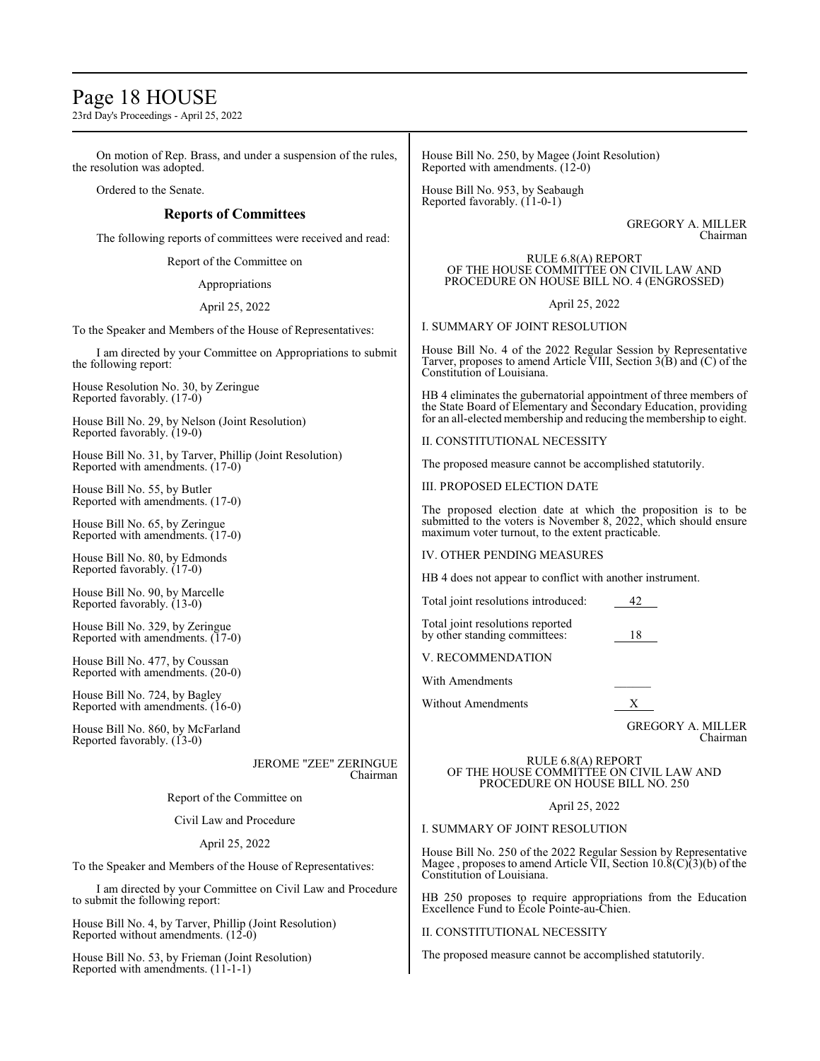On motion of Rep. Brass, and under a suspension of the rules, the resolution was adopted.

Ordered to the Senate.

## Reports of Committees

The following reports of committees were received and read:

Report of the Committee on

Appropriations

April 25, 2022

To the Speaker and Members of the House of Representatives:

I am directed by your Committee on Appropriations to submit the following report:

House Resolution No. 30, by Zeringue
Reported favorably. (17-0)

House Bill No. 29, by Nelson (Joint Resolution)
Reported favorably. (19-0)

House Bill No. 31, by Tarver, Phillip (Joint Resolution)
Reported with amendments. (17-0)

House Bill No. 55, by Butler
Reported with amendments. (17-0)

House Bill No. 65, by Zeringue
Reported with amendments. (17-0)

House Bill No. 80, by Edmonds
Reported favorably. (17-0)

House Bill No. 90, by Marcelle
Reported favorably. (13-0)

House Bill No. 329, by Zeringue
Reported with amendments. (17-0)

House Bill No. 477, by Coussan
Reported with amendments. (20-0)

House Bill No. 724, by Bagley
Reported with amendments. (16-0)

House Bill No. 860, by McFarland
Reported favorably. (13-0)

JEROME "ZEE" ZERINGUE
Chairman

Report of the Committee on

Civil Law and Procedure

April 25, 2022

To the Speaker and Members of the House of Representatives:

I am directed by your Committee on Civil Law and Procedure to submit the following report:

House Bill No. 4, by Tarver, Phillip (Joint Resolution)
Reported without amendments. (12-0)

House Bill No. 53, by Frieman (Joint Resolution)
Reported with amendments. (11-1-1)

House Bill No. 250, by Magee (Joint Resolution)
Reported with amendments. (12-0)

House Bill No. 953, by Seabaugh
Reported favorably. (11-0-1)

GREGORY A. MILLER
Chairman

RULE 6.8(A) REPORT
OF THE HOUSE COMMITTEE ON CIVIL LAW AND PROCEDURE ON HOUSE BILL NO. 4 (ENGROSSED)

April 25, 2022

I. SUMMARY OF JOINT RESOLUTION

House Bill No. 4 of the 2022 Regular Session by Representative Tarver, proposes to amend Article VIII, Section 3(B) and (C) of the Constitution of Louisiana.

HB 4 eliminates the gubernatorial appointment of three members of the State Board of Elementary and Secondary Education, providing for an all-elected membership and reducing the membership to eight.

II. CONSTITUTIONAL NECESSITY

The proposed measure cannot be accomplished statutorily.

III. PROPOSED ELECTION DATE

The proposed election date at which the proposition is to be submitted to the voters is November 8, 2022, which should ensure maximum voter turnout, to the extent practicable.

IV. OTHER PENDING MEASURES

HB 4 does not appear to conflict with another instrument.

Total joint resolutions introduced: 42

Total joint resolutions reported by other standing committees: 18

V. RECOMMENDATION

With Amendments ______

Without Amendments X

GREGORY A. MILLER
Chairman

RULE 6.8(A) REPORT
OF THE HOUSE COMMITTEE ON CIVIL LAW AND PROCEDURE ON HOUSE BILL NO. 250

April 25, 2022

I. SUMMARY OF JOINT RESOLUTION

House Bill No. 250 of the 2022 Regular Session by Representative Magee , proposes to amend Article VII, Section 10.8(C)(3)(b) of the Constitution of Louisiana.

HB 250 proposes to require appropriations from the Education Excellence Fund to École Pointe-au-Chien.

II. CONSTITUTIONAL NECESSITY

The proposed measure cannot be accomplished statutorily.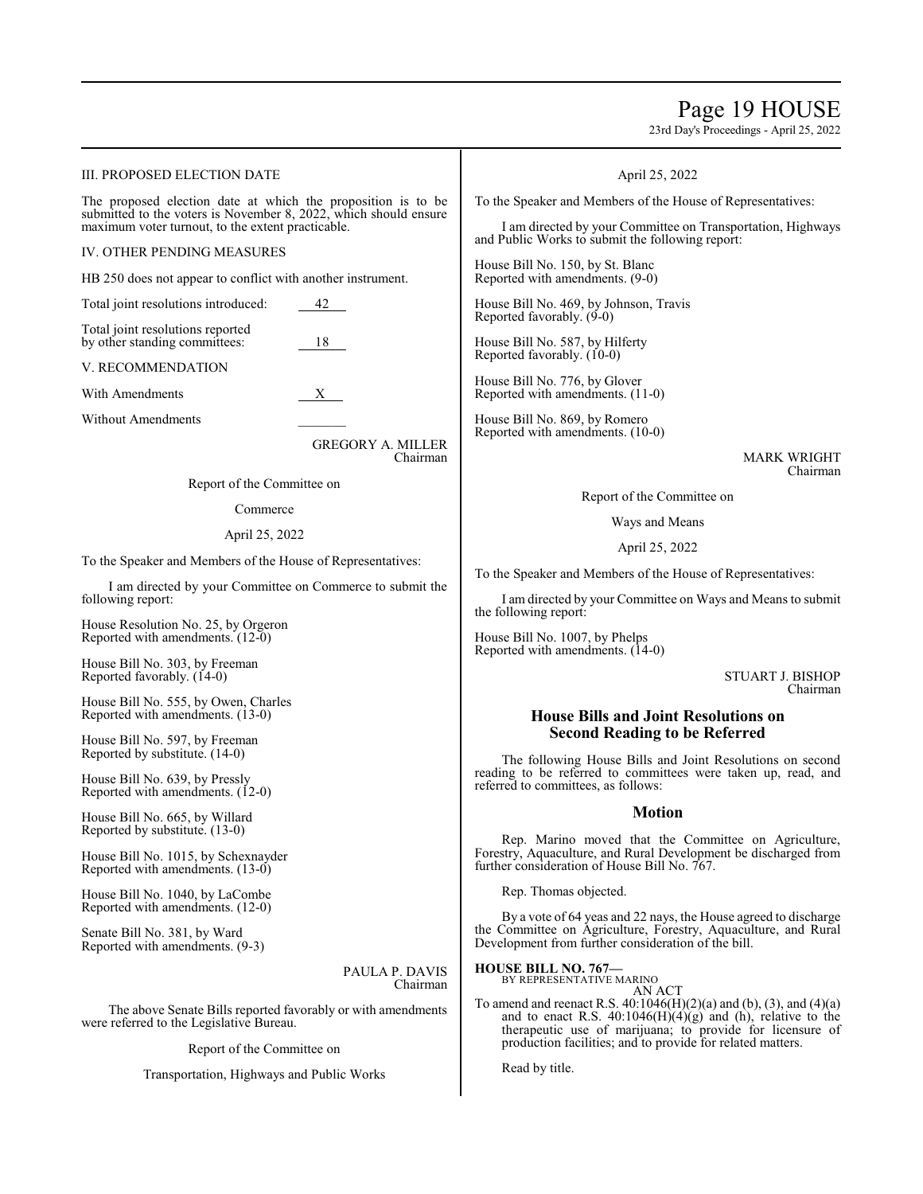III. PROPOSED ELECTION DATE

The proposed election date at which the proposition is to be submitted to the voters is November 8, 2022, which should ensure maximum voter turnout, to the extent practicable.

IV. OTHER PENDING MEASURES

HB 250 does not appear to conflict with another instrument.

Total joint resolutions introduced: 42

Total joint resolutions reported by other standing committees: 18

V. RECOMMENDATION

With Amendments X

Without Amendments ______

GREGORY A. MILLER
Chairman

Report of the Committee on

Commerce

April 25, 2022

To the Speaker and Members of the House of Representatives:

I am directed by your Committee on Commerce to submit the following report:

House Resolution No. 25, by Orgeron
Reported with amendments. (12-0)

House Bill No. 303, by Freeman
Reported favorably. (14-0)

House Bill No. 555, by Owen, Charles
Reported with amendments. (13-0)

House Bill No. 597, by Freeman
Reported by substitute. (14-0)

House Bill No. 639, by Pressly
Reported with amendments. (12-0)

House Bill No. 665, by Willard
Reported by substitute. (13-0)

House Bill No. 1015, by Schexnayder
Reported with amendments. (13-0)

House Bill No. 1040, by LaCombe
Reported with amendments. (12-0)

Senate Bill No. 381, by Ward
Reported with amendments. (9-3)

PAULA P. DAVIS
Chairman

The above Senate Bills reported favorably or with amendments were referred to the Legislative Bureau.

Report of the Committee on

Transportation, Highways and Public Works

April 25, 2022

To the Speaker and Members of the House of Representatives:

I am directed by your Committee on Transportation, Highways and Public Works to submit the following report:

House Bill No. 150, by St. Blanc
Reported with amendments. (9-0)

House Bill No. 469, by Johnson, Travis
Reported favorably. (9-0)

House Bill No. 587, by Hilferty
Reported favorably. (10-0)

House Bill No. 776, by Glover
Reported with amendments. (11-0)

House Bill No. 869, by Romero
Reported with amendments. (10-0)

MARK WRIGHT
Chairman

Report of the Committee on

Ways and Means

April 25, 2022

To the Speaker and Members of the House of Representatives:

I am directed by your Committee on Ways and Means to submit the following report:

House Bill No. 1007, by Phelps
Reported with amendments. (14-0)

STUART J. BISHOP
Chairman

## House Bills and Joint Resolutions on Second Reading to be Referred

The following House Bills and Joint Resolutions on second reading to be referred to committees were taken up, read, and referred to committees, as follows:

### Motion

Rep. Marino moved that the Committee on Agriculture, Forestry, Aquaculture, and Rural Development be discharged from further consideration of House Bill No. 767.

Rep. Thomas objected.

By a vote of 64 yeas and 22 nays, the House agreed to discharge the Committee on Agriculture, Forestry, Aquaculture, and Rural Development from further consideration of the bill.

**HOUSE BILL NO. 767—**
BY REPRESENTATIVE MARINO
AN ACT

To amend and reenact R.S. 40:1046(H)(2)(a) and (b), (3), and (4)(a) and to enact R.S. 40:1046(H)(4)(g) and (h), relative to the therapeutic use of marijuana; to provide for licensure of production facilities; and to provide for related matters.

Read by title.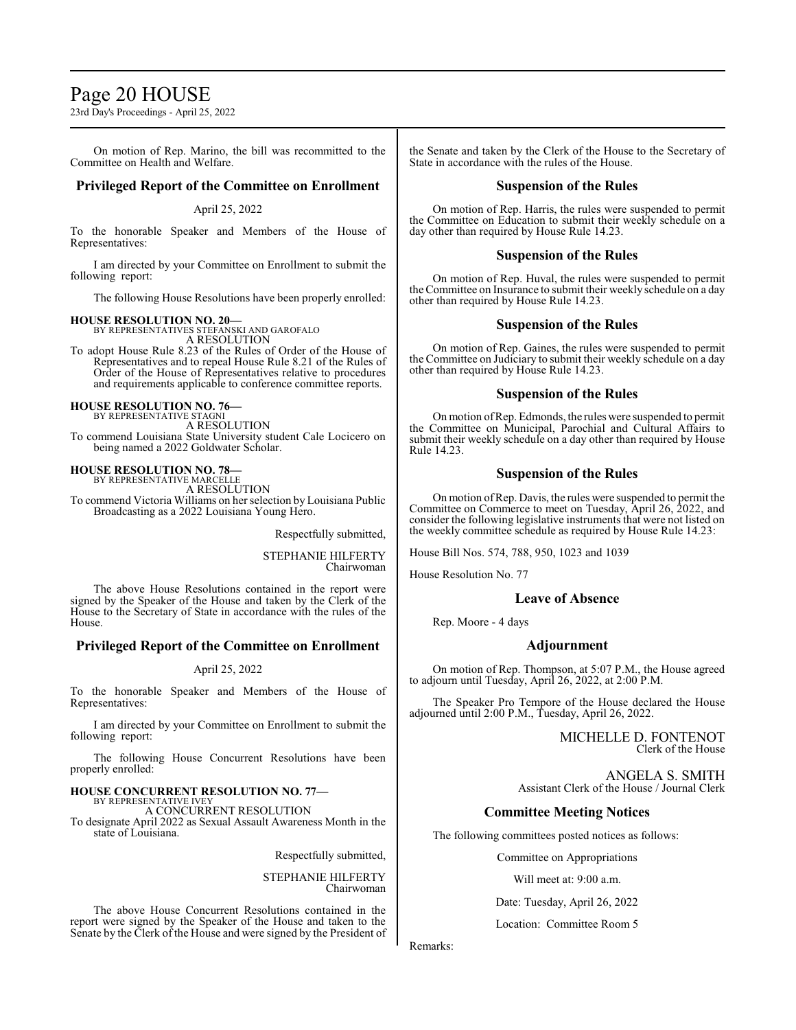On motion of Rep. Marino, the bill was recommitted to the Committee on Health and Welfare.

## Privileged Report of the Committee on Enrollment

April 25, 2022

To the honorable Speaker and Members of the House of Representatives:

I am directed by your Committee on Enrollment to submit the following report:

The following House Resolutions have been properly enrolled:

**HOUSE RESOLUTION NO. 20—**
BY REPRESENTATIVES STEFANSKI AND GAROFALO
A RESOLUTION
To adopt House Rule 8.23 of the Rules of Order of the House of Representatives and to repeal House Rule 8.21 of the Rules of Order of the House of Representatives relative to procedures and requirements applicable to conference committee reports.

**HOUSE RESOLUTION NO. 76—**
BY REPRESENTATIVE STAGNI
A RESOLUTION
To commend Louisiana State University student Cale Locicero on being named a 2022 Goldwater Scholar.

**HOUSE RESOLUTION NO. 78—**
BY REPRESENTATIVE MARCELLE
A RESOLUTION
To commend Victoria Williams on her selection by Louisiana Public Broadcasting as a 2022 Louisiana Young Hero.

Respectfully submitted,

STEPHANIE HILFERTY
Chairwoman

The above House Resolutions contained in the report were signed by the Speaker of the House and taken by the Clerk of the House to the Secretary of State in accordance with the rules of the House.

## Privileged Report of the Committee on Enrollment

April 25, 2022

To the honorable Speaker and Members of the House of Representatives:

I am directed by your Committee on Enrollment to submit the following report:

The following House Concurrent Resolutions have been properly enrolled:

**HOUSE CONCURRENT RESOLUTION NO. 77—**
BY REPRESENTATIVE IVEY
A CONCURRENT RESOLUTION
To designate April 2022 as Sexual Assault Awareness Month in the state of Louisiana.

Respectfully submitted,

STEPHANIE HILFERTY
Chairwoman

The above House Concurrent Resolutions contained in the report were signed by the Speaker of the House and taken to the Senate by the Clerk of the House and were signed by the President of the Senate and taken by the Clerk of the House to the Secretary of State in accordance with the rules of the House.

## Suspension of the Rules

On motion of Rep. Harris, the rules were suspended to permit the Committee on Education to submit their weekly schedule on a day other than required by House Rule 14.23.

## Suspension of the Rules

On motion of Rep. Huval, the rules were suspended to permit the Committee on Insurance to submit their weekly schedule on a day other than required by House Rule 14.23.

## Suspension of the Rules

On motion of Rep. Gaines, the rules were suspended to permit the Committee on Judiciary to submit their weekly schedule on a day other than required by House Rule 14.23.

## Suspension of the Rules

On motion of Rep. Edmonds, the rules were suspended to permit the Committee on Municipal, Parochial and Cultural Affairs to submit their weekly schedule on a day other than required by House Rule 14.23.

## Suspension of the Rules

On motion of Rep. Davis, the rules were suspended to permit the Committee on Commerce to meet on Tuesday, April 26, 2022, and consider the following legislative instruments that were not listed on the weekly committee schedule as required by House Rule 14.23:

House Bill Nos. 574, 788, 950, 1023 and 1039

House Resolution No. 77

## Leave of Absence

Rep. Moore - 4 days

## Adjournment

On motion of Rep. Thompson, at 5:07 P.M., the House agreed to adjourn until Tuesday, April 26, 2022, at 2:00 P.M.

The Speaker Pro Tempore of the House declared the House adjourned until 2:00 P.M., Tuesday, April 26, 2022.

MICHELLE D. FONTENOT
Clerk of the House

ANGELA S. SMITH
Assistant Clerk of the House / Journal Clerk

## Committee Meeting Notices

The following committees posted notices as follows:

Committee on Appropriations

Will meet at: 9:00 a.m.

Date: Tuesday, April 26, 2022

Location: Committee Room 5

Remarks: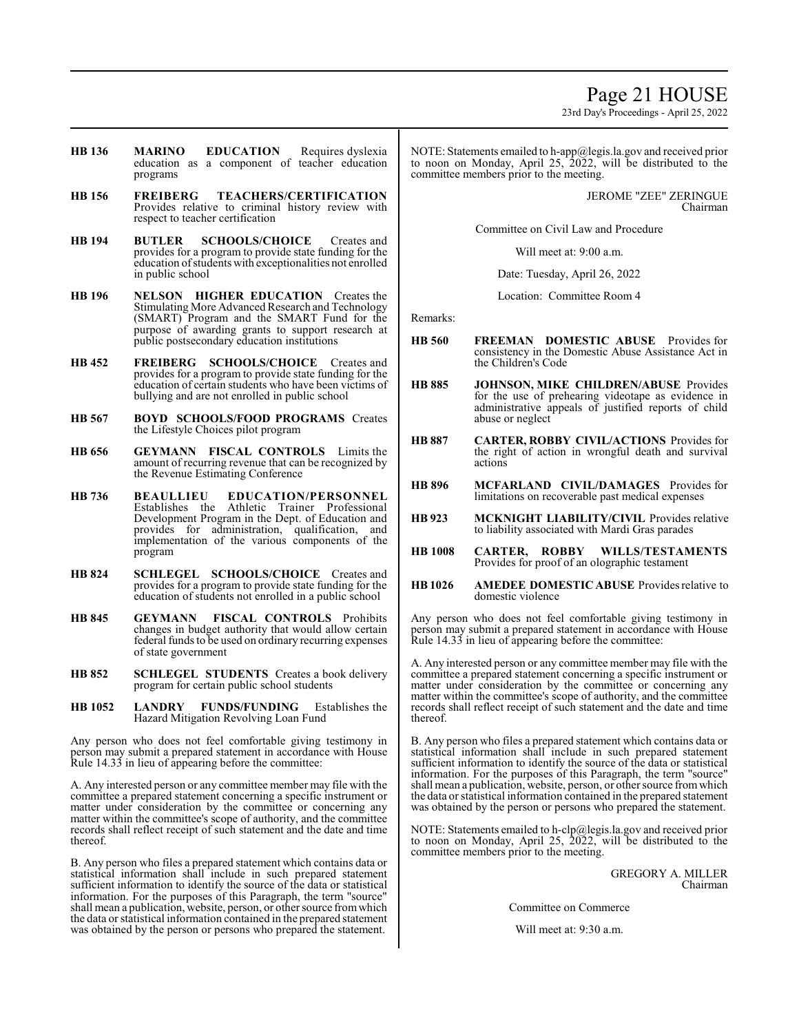**HB 136** **MARINO EDUCATION** Requires dyslexia education as a component of teacher education programs

**HB 156** **FREIBERG TEACHERS/CERTIFICATION** Provides relative to criminal history review with respect to teacher certification

**HB 194** **BUTLER SCHOOLS/CHOICE** Creates and provides for a program to provide state funding for the education of students with exceptionalities not enrolled in public school

**HB 196** **NELSON HIGHER EDUCATION** Creates the Stimulating More Advanced Research and Technology (SMART) Program and the SMART Fund for the purpose of awarding grants to support research at public postsecondary education institutions

**HB 452** **FREIBERG SCHOOLS/CHOICE** Creates and provides for a program to provide state funding for the education of certain students who have been victims of bullying and are not enrolled in public school

**HB 567** **BOYD SCHOOLS/FOOD PROGRAMS** Creates the Lifestyle Choices pilot program

**HB 656** **GEYMANN FISCAL CONTROLS** Limits the amount of recurring revenue that can be recognized by the Revenue Estimating Conference

**HB 736** **BEAULLIEU EDUCATION/PERSONNEL** Establishes the Athletic Trainer Professional Development Program in the Dept. of Education and provides for administration, qualification, and implementation of the various components of the program

**HB 824** **SCHLEGEL SCHOOLS/CHOICE** Creates and provides for a program to provide state funding for the education of students not enrolled in a public school

**HB 845** **GEYMANN FISCAL CONTROLS** Prohibits changes in budget authority that would allow certain federal funds to be used on ordinary recurring expenses of state government

**HB 852** **SCHLEGEL STUDENTS** Creates a book delivery program for certain public school students

**HB 1052** **LANDRY FUNDS/FUNDING** Establishes the Hazard Mitigation Revolving Loan Fund

Any person who does not feel comfortable giving testimony in person may submit a prepared statement in accordance with House Rule 14.33 in lieu of appearing before the committee:

A. Any interested person or any committee member may file with the committee a prepared statement concerning a specific instrument or matter under consideration by the committee or concerning any matter within the committee's scope of authority, and the committee records shall reflect receipt of such statement and the date and time thereof.

B. Any person who files a prepared statement which contains data or statistical information shall include in such prepared statement sufficient information to identify the source of the data or statistical information. For the purposes of this Paragraph, the term "source" shall mean a publication, website, person, or other source from which the data or statistical information contained in the prepared statement was obtained by the person or persons who prepared the statement.

NOTE: Statements emailed to h-app@legis.la.gov and received prior to noon on Monday, April 25, 2022, will be distributed to the committee members prior to the meeting.

JEROME "ZEE" ZERINGUE
Chairman

Committee on Civil Law and Procedure

Will meet at: 9:00 a.m.

Date: Tuesday, April 26, 2022

Location: Committee Room 4

Remarks:

**HB 560** **FREEMAN DOMESTIC ABUSE** Provides for consistency in the Domestic Abuse Assistance Act in the Children's Code

**HB 885** **JOHNSON, MIKE CHILDREN/ABUSE** Provides for the use of prehearing videotape as evidence in administrative appeals of justified reports of child abuse or neglect

**HB 887** **CARTER, ROBBY CIVIL/ACTIONS** Provides for the right of action in wrongful death and survival actions

**HB 896** **MCFARLAND CIVIL/DAMAGES** Provides for limitations on recoverable past medical expenses

**HB 923** **MCKNIGHT LIABILITY/CIVIL** Provides relative to liability associated with Mardi Gras parades

**HB 1008** **CARTER, ROBBY WILLS/TESTAMENTS** Provides for proof of an olographic testament

**HB 1026** **AMEDEE DOMESTIC ABUSE** Provides relative to domestic violence

Any person who does not feel comfortable giving testimony in person may submit a prepared statement in accordance with House Rule 14.33 in lieu of appearing before the committee:

A. Any interested person or any committee member may file with the committee a prepared statement concerning a specific instrument or matter under consideration by the committee or concerning any matter within the committee's scope of authority, and the committee records shall reflect receipt of such statement and the date and time thereof.

B. Any person who files a prepared statement which contains data or statistical information shall include in such prepared statement sufficient information to identify the source of the data or statistical information. For the purposes of this Paragraph, the term "source" shall mean a publication, website, person, or other source from which the data or statistical information contained in the prepared statement was obtained by the person or persons who prepared the statement.

NOTE: Statements emailed to h-clp@legis.la.gov and received prior to noon on Monday, April 25, 2022, will be distributed to the committee members prior to the meeting.

GREGORY A. MILLER
Chairman

Committee on Commerce

Will meet at: 9:30 a.m.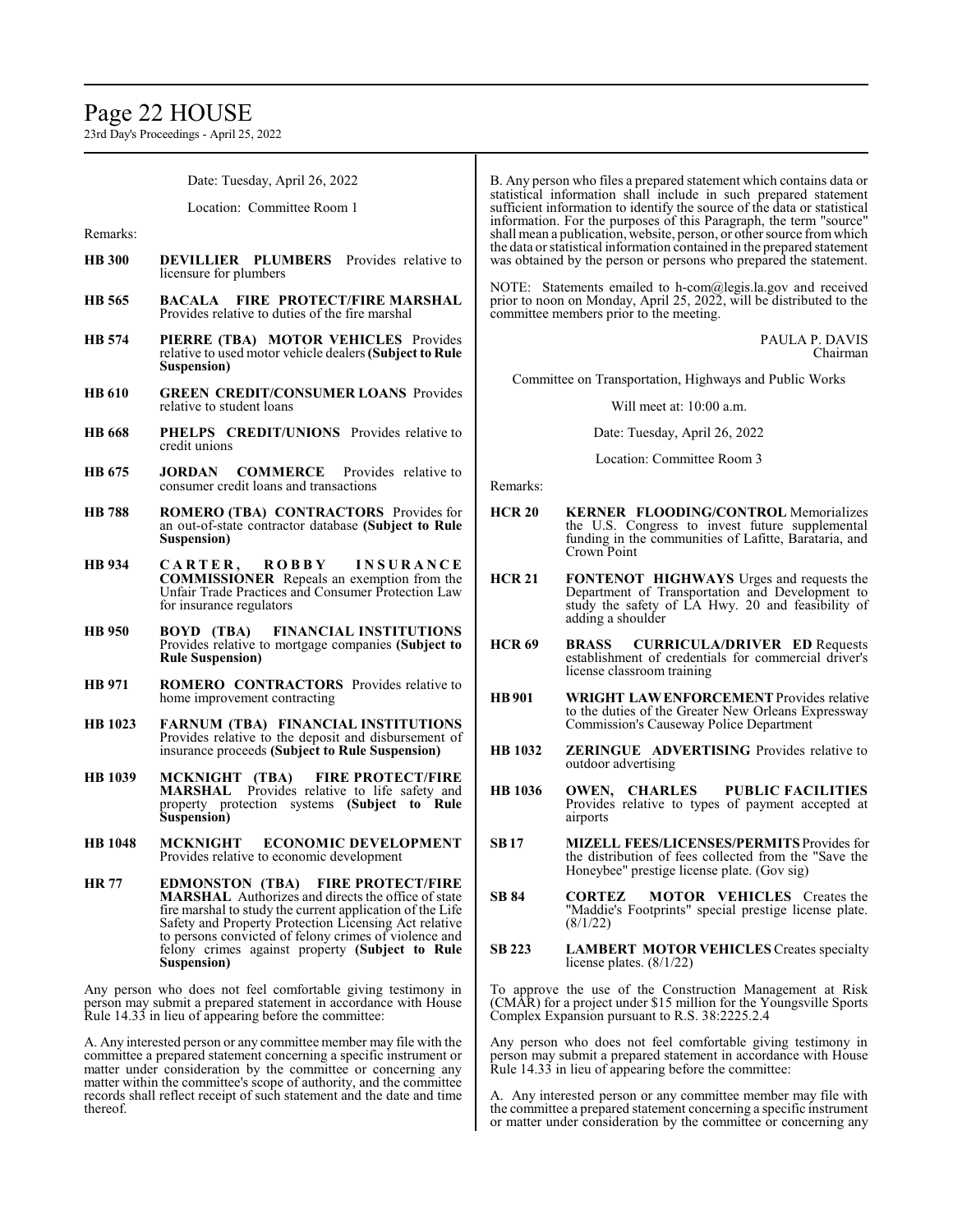Date: Tuesday, April 26, 2022

Location: Committee Room 1

Remarks:

**HB 300** **DEVILLIER PLUMBERS** Provides relative to licensure for plumbers

**HB 565** **BACALA FIRE PROTECT/FIRE MARSHAL** Provides relative to duties of the fire marshal

**HB 574** **PIERRE (TBA) MOTOR VEHICLES** Provides relative to used motor vehicle dealers **(Subject to Rule Suspension)**

**HB 610** **GREEN CREDIT/CONSUMER LOANS** Provides relative to student loans

**HB 668** **PHELPS CREDIT/UNIONS** Provides relative to credit unions

**HB 675** **JORDAN COMMERCE** Provides relative to consumer credit loans and transactions

**HB 788** **ROMERO (TBA) CONTRACTORS** Provides for an out-of-state contractor database **(Subject to Rule Suspension)**

**HB 934** **CARTER, ROBBY INSURANCE COMMISSIONER** Repeals an exemption from the Unfair Trade Practices and Consumer Protection Law for insurance regulators

**HB 950** **BOYD (TBA) FINANCIAL INSTITUTIONS** Provides relative to mortgage companies **(Subject to Rule Suspension)**

**HB 971** **ROMERO CONTRACTORS** Provides relative to home improvement contracting

**HB 1023** **FARNUM (TBA) FINANCIAL INSTITUTIONS** Provides relative to the deposit and disbursement of insurance proceeds **(Subject to Rule Suspension)**

**HB 1039** **MCKNIGHT (TBA) FIRE PROTECT/FIRE MARSHAL** Provides relative to life safety and property protection systems **(Subject to Rule Suspension)**

**HB 1048** **MCKNIGHT ECONOMIC DEVELOPMENT** Provides relative to economic development

**HR 77** **EDMONSTON (TBA) FIRE PROTECT/FIRE MARSHAL** Authorizes and directs the office of state fire marshal to study the current application of the Life Safety and Property Protection Licensing Act relative to persons convicted of felony crimes of violence and felony crimes against property **(Subject to Rule Suspension)**

Any person who does not feel comfortable giving testimony in person may submit a prepared statement in accordance with House Rule 14.33 in lieu of appearing before the committee:

A. Any interested person or any committee member may file with the committee a prepared statement concerning a specific instrument or matter under consideration by the committee or concerning any matter within the committee's scope of authority, and the committee records shall reflect receipt of such statement and the date and time thereof.

B. Any person who files a prepared statement which contains data or statistical information shall include in such prepared statement sufficient information to identify the source of the data or statistical information. For the purposes of this Paragraph, the term "source" shall mean a publication, website, person, or other source from which the data or statistical information contained in the prepared statement was obtained by the person or persons who prepared the statement.

NOTE: Statements emailed to h-com@legis.la.gov and received prior to noon on Monday, April 25, 2022, will be distributed to the committee members prior to the meeting.

PAULA P. DAVIS
Chairman

Committee on Transportation, Highways and Public Works

Will meet at: 10:00 a.m.

Date: Tuesday, April 26, 2022

Location: Committee Room 3

Remarks:

**HCR 20** **KERNER FLOODING/CONTROL** Memorializes the U.S. Congress to invest future supplemental funding in the communities of Lafitte, Barataria, and Crown Point

**HCR 21** **FONTENOT HIGHWAYS** Urges and requests the Department of Transportation and Development to study the safety of LA Hwy. 20 and feasibility of adding a shoulder

**HCR 69** **BRASS CURRICULA/DRIVER ED** Requests establishment of credentials for commercial driver's license classroom training

**HB 901** **WRIGHT LAW ENFORCEMENT** Provides relative to the duties of the Greater New Orleans Expressway Commission's Causeway Police Department

**HB 1032** **ZERINGUE ADVERTISING** Provides relative to outdoor advertising

**HB 1036** **OWEN, CHARLES PUBLIC FACILITIES** Provides relative to types of payment accepted at airports

**SB 17** **MIZELL FEES/LICENSES/PERMITS** Provides for the distribution of fees collected from the "Save the Honeybee" prestige license plate. (Gov sig)

**SB 84** **CORTEZ MOTOR VEHICLES** Creates the "Maddie's Footprints" special prestige license plate. (8/1/22)

**SB 223** **LAMBERT MOTOR VEHICLES** Creates specialty license plates. (8/1/22)

To approve the use of the Construction Management at Risk (CMAR) for a project under $15 million for the Youngsville Sports Complex Expansion pursuant to R.S. 38:2225.2.4

Any person who does not feel comfortable giving testimony in person may submit a prepared statement in accordance with House Rule 14.33 in lieu of appearing before the committee:

A. Any interested person or any committee member may file with the committee a prepared statement concerning a specific instrument or matter under consideration by the committee or concerning any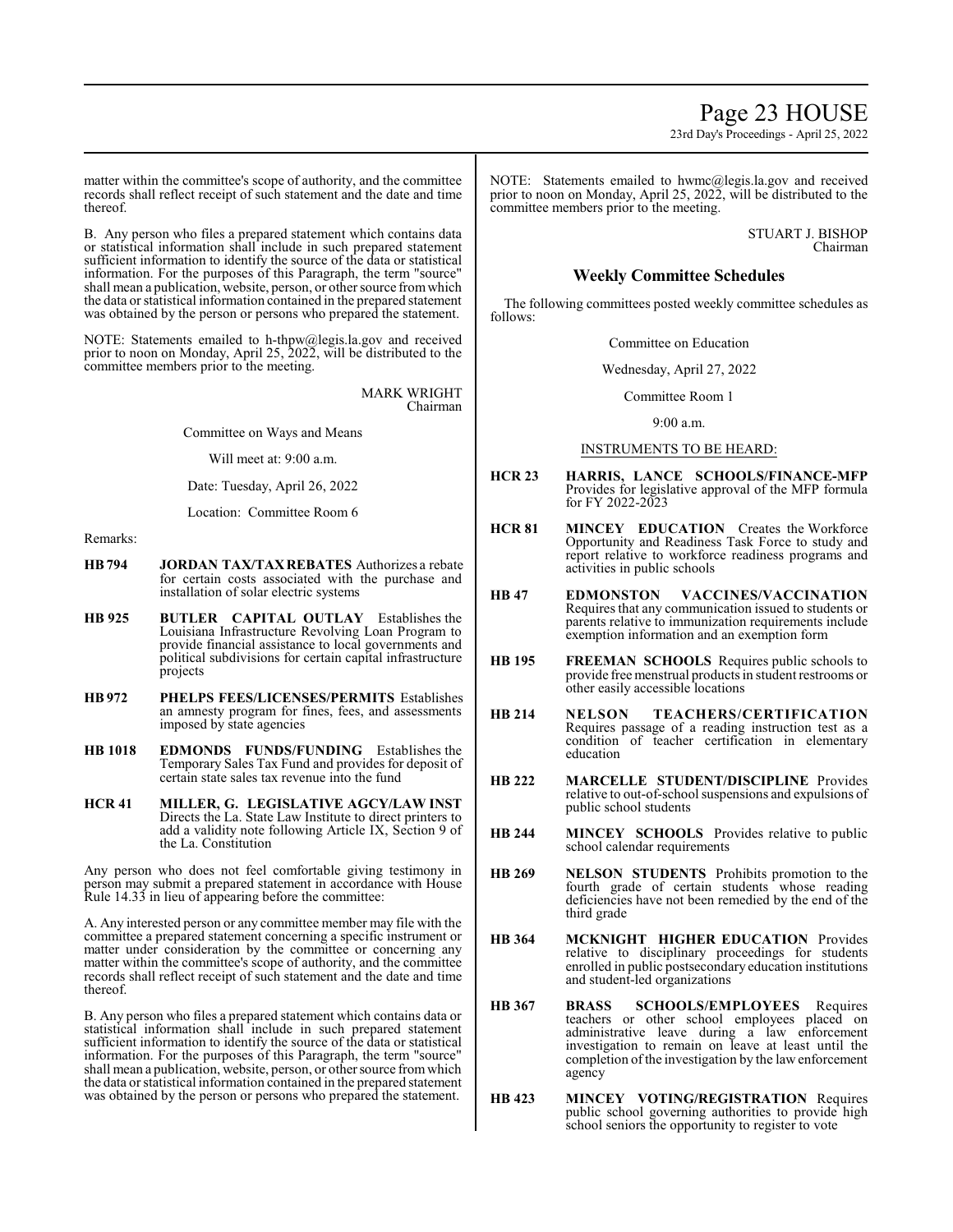matter within the committee's scope of authority, and the committee records shall reflect receipt of such statement and the date and time thereof.

B. Any person who files a prepared statement which contains data or statistical information shall include in such prepared statement sufficient information to identify the source of the data or statistical information. For the purposes of this Paragraph, the term "source" shall mean a publication, website, person, or other source from which the data or statistical information contained in the prepared statement was obtained by the person or persons who prepared the statement.

NOTE: Statements emailed to h-thpw@legis.la.gov and received prior to noon on Monday, April 25, 2022, will be distributed to the committee members prior to the meeting.

MARK WRIGHT
Chairman

Committee on Ways and Means

Will meet at: 9:00 a.m.

Date: Tuesday, April 26, 2022

Location: Committee Room 6

Remarks:

**HB 794** **JORDAN TAX/TAX REBATES** Authorizes a rebate for certain costs associated with the purchase and installation of solar electric systems

**HB 925** **BUTLER CAPITAL OUTLAY** Establishes the Louisiana Infrastructure Revolving Loan Program to provide financial assistance to local governments and political subdivisions for certain capital infrastructure projects

**HB 972** **PHELPS FEES/LICENSES/PERMITS** Establishes an amnesty program for fines, fees, and assessments imposed by state agencies

**HB 1018** **EDMONDS FUNDS/FUNDING** Establishes the Temporary Sales Tax Fund and provides for deposit of certain state sales tax revenue into the fund

**HCR 41** **MILLER, G. LEGISLATIVE AGCY/LAW INST** Directs the La. State Law Institute to direct printers to add a validity note following Article IX, Section 9 of the La. Constitution

Any person who does not feel comfortable giving testimony in person may submit a prepared statement in accordance with House Rule 14.33 in lieu of appearing before the committee:

A. Any interested person or any committee member may file with the committee a prepared statement concerning a specific instrument or matter under consideration by the committee or concerning any matter within the committee's scope of authority, and the committee records shall reflect receipt of such statement and the date and time thereof.

B. Any person who files a prepared statement which contains data or statistical information shall include in such prepared statement sufficient information to identify the source of the data or statistical information. For the purposes of this Paragraph, the term "source" shall mean a publication, website, person, or other source from which the data or statistical information contained in the prepared statement was obtained by the person or persons who prepared the statement.

NOTE: Statements emailed to hwmc@legis.la.gov and received prior to noon on Monday, April 25, 2022, will be distributed to the committee members prior to the meeting.

STUART J. BISHOP
Chairman

## Weekly Committee Schedules

The following committees posted weekly committee schedules as follows:

Committee on Education

Wednesday, April 27, 2022

Committee Room 1

9:00 a.m.

INSTRUMENTS TO BE HEARD:

**HCR 23** **HARRIS, LANCE SCHOOLS/FINANCE-MFP** Provides for legislative approval of the MFP formula for FY 2022-2023

**HCR 81** **MINCEY EDUCATION** Creates the Workforce Opportunity and Readiness Task Force to study and report relative to workforce readiness programs and activities in public schools

**HB 47** **EDMONSTON VACCINES/VACCINATION** Requires that any communication issued to students or parents relative to immunization requirements include exemption information and an exemption form

**HB 195** **FREEMAN SCHOOLS** Requires public schools to provide free menstrual products in student restrooms or other easily accessible locations

**HB 214** **NELSON TEACHERS/CERTIFICATION** Requires passage of a reading instruction test as a condition of teacher certification in elementary education

**HB 222** **MARCELLE STUDENT/DISCIPLINE** Provides relative to out-of-school suspensions and expulsions of public school students

**HB 244** **MINCEY SCHOOLS** Provides relative to public school calendar requirements

**HB 269** **NELSON STUDENTS** Prohibits promotion to the fourth grade of certain students whose reading deficiencies have not been remedied by the end of the third grade

**HB 364** **MCKNIGHT HIGHER EDUCATION** Provides relative to disciplinary proceedings for students enrolled in public postsecondary education institutions and student-led organizations

**HB 367** **BRASS SCHOOLS/EMPLOYEES** Requires teachers or other school employees placed on administrative leave during a law enforcement investigation to remain on leave at least until the completion of the investigation by the law enforcement agency

**HB 423** **MINCEY VOTING/REGISTRATION** Requires public school governing authorities to provide high school seniors the opportunity to register to vote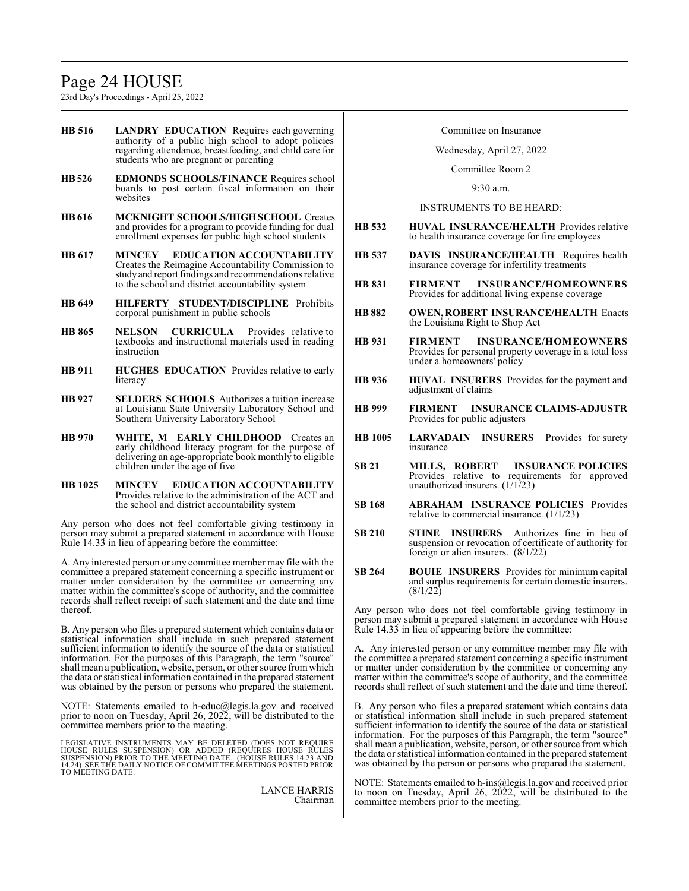**HB 516** **LANDRY EDUCATION** Requires each governing authority of a public high school to adopt policies regarding attendance, breastfeeding, and child care for students who are pregnant or parenting

**HB 526** **EDMONDS SCHOOLS/FINANCE** Requires school boards to post certain fiscal information on their websites

**HB 616** **MCKNIGHT SCHOOLS/HIGH SCHOOL** Creates and provides for a program to provide funding for dual enrollment expenses for public high school students

**HB 617** **MINCEY EDUCATION ACCOUNTABILITY** Creates the Reimagine Accountability Commission to study and report findings and recommendations relative to the school and district accountability system

**HB 649** **HILFERTY STUDENT/DISCIPLINE** Prohibits corporal punishment in public schools

**HB 865** **NELSON CURRICULA** Provides relative to textbooks and instructional materials used in reading instruction

**HB 911** **HUGHES EDUCATION** Provides relative to early literacy

**HB 927** **SELDERS SCHOOLS** Authorizes a tuition increase at Louisiana State University Laboratory School and Southern University Laboratory School

**HB 970** **WHITE, M EARLY CHILDHOOD** Creates an early childhood literacy program for the purpose of delivering an age-appropriate book monthly to eligible children under the age of five

**HB 1025** **MINCEY EDUCATION ACCOUNTABILITY** Provides relative to the administration of the ACT and the school and district accountability system

Any person who does not feel comfortable giving testimony in person may submit a prepared statement in accordance with House Rule 14.33 in lieu of appearing before the committee:

A. Any interested person or any committee member may file with the committee a prepared statement concerning a specific instrument or matter under consideration by the committee or concerning any matter within the committee's scope of authority, and the committee records shall reflect receipt of such statement and the date and time thereof.

B. Any person who files a prepared statement which contains data or statistical information shall include in such prepared statement sufficient information to identify the source of the data or statistical information. For the purposes of this Paragraph, the term "source" shall mean a publication, website, person, or other source from which the data or statistical information contained in the prepared statement was obtained by the person or persons who prepared the statement.

NOTE: Statements emailed to h-educ@legis.la.gov and received prior to noon on Tuesday, April 26, 2022, will be distributed to the committee members prior to the meeting.

LEGISLATIVE INSTRUMENTS MAY BE DELETED (DOES NOT REQUIRE HOUSE RULES SUSPENSION) OR ADDED (REQUIRES HOUSE RULES SUSPENSION) PRIOR TO THE MEETING DATE. (HOUSE RULES 14.23 AND 14.24) SEE THE DAILY NOTICE OF COMMITTEE MEETINGS POSTED PRIOR TO MEETING DATE.

LANCE HARRIS
Chairman

Committee on Insurance

Wednesday, April 27, 2022

Committee Room 2

9:30 a.m.

INSTRUMENTS TO BE HEARD:

**HB 532** **HUVAL INSURANCE/HEALTH** Provides relative to health insurance coverage for fire employees

**HB 537** **DAVIS INSURANCE/HEALTH** Requires health insurance coverage for infertility treatments

**HB 831** **FIRMENT INSURANCE/HOMEOWNERS** Provides for additional living expense coverage

**HB 882** **OWEN, ROBERT INSURANCE/HEALTH** Enacts the Louisiana Right to Shop Act

**HB 931** **FIRMENT INSURANCE/HOMEOWNERS** Provides for personal property coverage in a total loss under a homeowners' policy

**HB 936** **HUVAL INSURERS** Provides for the payment and adjustment of claims

**HB 999** **FIRMENT INSURANCE CLAIMS-ADJUSTR** Provides for public adjusters

**HB 1005** **LARVADAIN INSURERS** Provides for surety insurance

**SB 21** **MILLS, ROBERT INSURANCE POLICIES** Provides relative to requirements for approved unauthorized insurers. (1/1/23)

**SB 168** **ABRAHAM INSURANCE POLICIES** Provides relative to commercial insurance. (1/1/23)

**SB 210** **STINE INSURERS** Authorizes fine in lieu of suspension or revocation of certificate of authority for foreign or alien insurers. (8/1/22)

**SB 264** **BOUIE INSURERS** Provides for minimum capital and surplus requirements for certain domestic insurers. (8/1/22)

Any person who does not feel comfortable giving testimony in person may submit a prepared statement in accordance with House Rule 14.33 in lieu of appearing before the committee:

A. Any interested person or any committee member may file with the committee a prepared statement concerning a specific instrument or matter under consideration by the committee or concerning any matter within the committee's scope of authority, and the committee records shall reflect of such statement and the date and time thereof.

B. Any person who files a prepared statement which contains data or statistical information shall include in such prepared statement sufficient information to identify the source of the data or statistical information. For the purposes of this Paragraph, the term "source" shall mean a publication, website, person, or other source from which the data or statistical information contained in the prepared statement was obtained by the person or persons who prepared the statement.

NOTE: Statements emailed to h-ins@legis.la.gov and received prior to noon on Tuesday, April 26, 2022, will be distributed to the committee members prior to the meeting.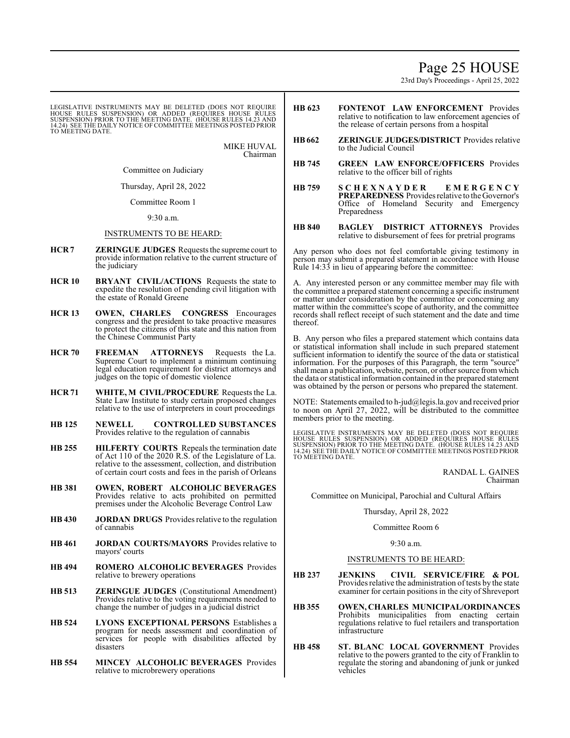LEGISLATIVE INSTRUMENTS MAY BE DELETED (DOES NOT REQUIRE HOUSE RULES SUSPENSION) OR ADDED (REQUIRES HOUSE RULES SUSPENSION) PRIOR TO THE MEETING DATE. (HOUSE RULES 14.23 AND 14.24) SEE THE DAILY NOTICE OF COMMITTEE MEETINGS POSTED PRIOR TO MEETING DATE.

MIKE HUVAL
Chairman

Committee on Judiciary

Thursday, April 28, 2022

Committee Room 1

9:30 a.m.

INSTRUMENTS TO BE HEARD:

**HCR 7** **ZERINGUE JUDGES** Requests the supreme court to provide information relative to the current structure of the judiciary

**HCR 10** **BRYANT CIVIL/ACTIONS** Requests the state to expedite the resolution of pending civil litigation with the estate of Ronald Greene

**HCR 13** **OWEN, CHARLES CONGRESS** Encourages congress and the president to take proactive measures to protect the citizens of this state and this nation from the Chinese Communist Party

**HCR 70** **FREEMAN ATTORNEYS** Requests the La. Supreme Court to implement a minimum continuing legal education requirement for district attorneys and judges on the topic of domestic violence

**HCR 71** **WHITE, M CIVIL/PROCEDURE** Requests the La. State Law Institute to study certain proposed changes relative to the use of interpreters in court proceedings

**HB 125** **NEWELL CONTROLLED SUBSTANCES** Provides relative to the regulation of cannabis

**HB 255** **HILFERTY COURTS** Repeals the termination date of Act 110 of the 2020 R.S. of the Legislature of La. relative to the assessment, collection, and distribution of certain court costs and fees in the parish of Orleans

**HB 381** **OWEN, ROBERT ALCOHOLIC BEVERAGES** Provides relative to acts prohibited on permitted premises under the Alcoholic Beverage Control Law

**HB 430** **JORDAN DRUGS** Provides relative to the regulation of cannabis

**HB 461** **JORDAN COURTS/MAYORS** Provides relative to mayors' courts

**HB 494** **ROMERO ALCOHOLIC BEVERAGES** Provides relative to brewery operations

**HB 513** **ZERINGUE JUDGES** (Constitutional Amendment) Provides relative to the voting requirements needed to change the number of judges in a judicial district

**HB 524** **LYONS EXCEPTIONAL PERSONS** Establishes a program for needs assessment and coordination of services for people with disabilities affected by disasters

**HB 554** **MINCEY ALCOHOLIC BEVERAGES** Provides relative to microbrewery operations

**HB 623** **FONTENOT LAW ENFORCEMENT** Provides relative to notification to law enforcement agencies of the release of certain persons from a hospital

**HB 662** **ZERINGUE JUDGES/DISTRICT** Provides relative to the Judicial Council

**HB 745** **GREEN LAW ENFORCE/OFFICERS** Provides relative to the officer bill of rights

**HB 759** **SCHEXNAYDER EMERGENCY PREPAREDNESS** Provides relative to the Governor's Office of Homeland Security and Emergency Preparedness

**HB 840** **BAGLEY DISTRICT ATTORNEYS** Provides relative to disbursement of fees for pretrial programs

Any person who does not feel comfortable giving testimony in person may submit a prepared statement in accordance with House Rule 14:33 in lieu of appearing before the committee:

A. Any interested person or any committee member may file with the committee a prepared statement concerning a specific instrument or matter under consideration by the committee or concerning any matter within the committee's scope of authority, and the committee records shall reflect receipt of such statement and the date and time thereof.

B. Any person who files a prepared statement which contains data or statistical information shall include in such prepared statement sufficient information to identify the source of the data or statistical information. For the purposes of this Paragraph, the term "source" shall mean a publication, website, person, or other source from which the data or statistical information contained in the prepared statement was obtained by the person or persons who prepared the statement.

NOTE: Statements emailed to h-jud@legis.la.gov and received prior to noon on April 27, 2022, will be distributed to the committee members prior to the meeting.

LEGISLATIVE INSTRUMENTS MAY BE DELETED (DOES NOT REQUIRE HOUSE RULES SUSPENSION) OR ADDED (REQUIRES HOUSE RULES SUSPENSION) PRIOR TO THE MEETING DATE. (HOUSE RULES 14.23 AND 14.24) SEE THE DAILY NOTICE OF COMMITTEE MEETINGS POSTED PRIOR TO MEETING DATE.

RANDAL L. GAINES
Chairman

Committee on Municipal, Parochial and Cultural Affairs

Thursday, April 28, 2022

Committee Room 6

9:30 a.m.

INSTRUMENTS TO BE HEARD:

**HB 237** **JENKINS CIVIL SERVICE/FIRE & POL** Provides relative the administration of tests by the state examiner for certain positions in the city of Shreveport

**HB 355** **OWEN, CHARLES MUNICIPAL/ORDINANCES** Prohibits municipalities from enacting certain regulations relative to fuel retailers and transportation infrastructure

**HB 458** **ST. BLANC LOCAL GOVERNMENT** Provides relative to the powers granted to the city of Franklin to regulate the storing and abandoning of junk or junked vehicles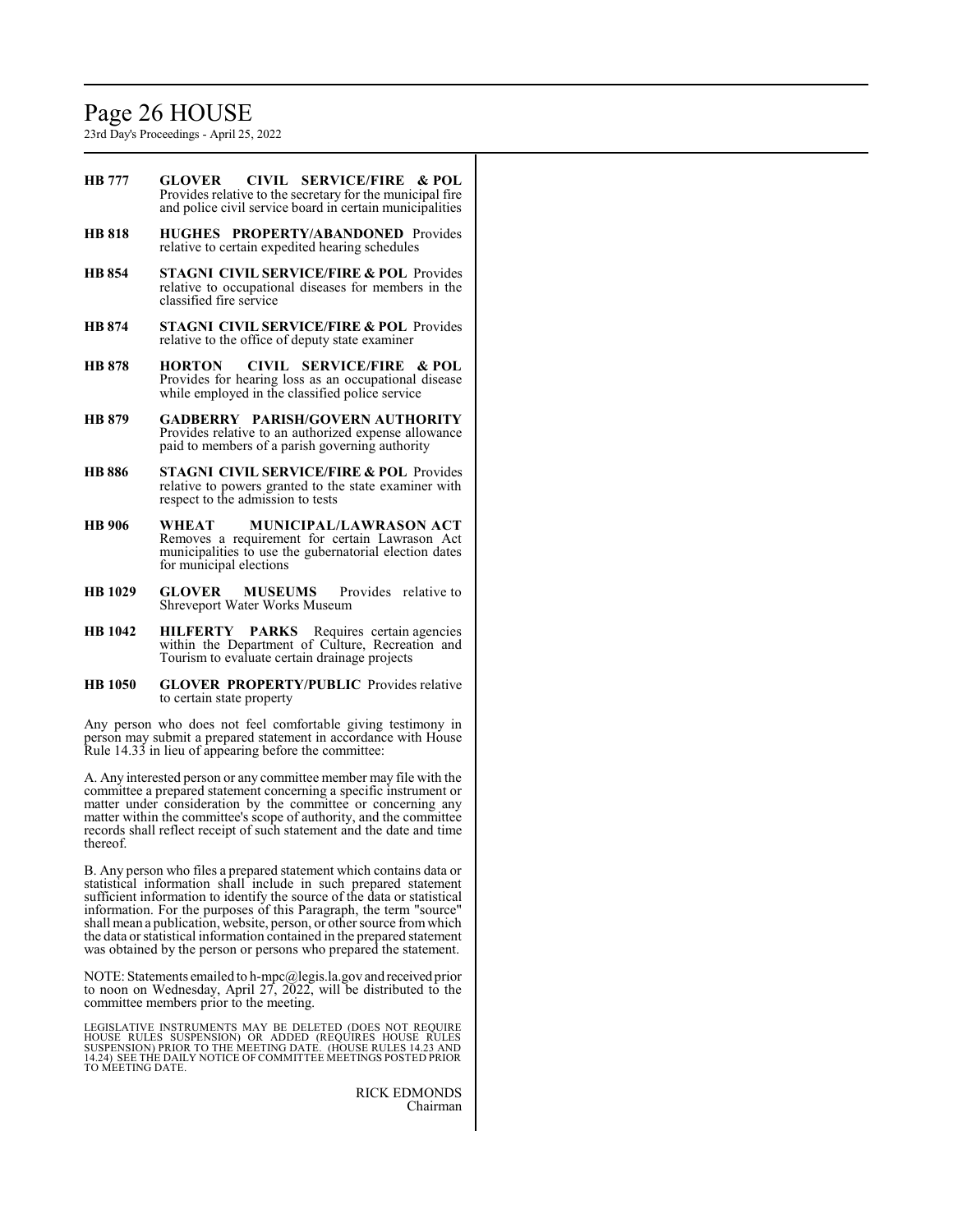**HB 777** **GLOVER CIVIL SERVICE/FIRE & POL** Provides relative to the secretary for the municipal fire and police civil service board in certain municipalities

**HB 818** **HUGHES PROPERTY/ABANDONED** Provides relative to certain expedited hearing schedules

**HB 854** **STAGNI CIVIL SERVICE/FIRE & POL** Provides relative to occupational diseases for members in the classified fire service

**HB 874** **STAGNI CIVIL SERVICE/FIRE & POL** Provides relative to the office of deputy state examiner

**HB 878** **HORTON CIVIL SERVICE/FIRE & POL** Provides for hearing loss as an occupational disease while employed in the classified police service

**HB 879** **GADBERRY PARISH/GOVERN AUTHORITY** Provides relative to an authorized expense allowance paid to members of a parish governing authority

**HB 886** **STAGNI CIVIL SERVICE/FIRE & POL** Provides relative to powers granted to the state examiner with respect to the admission to tests

**HB 906** **WHEAT MUNICIPAL/LAWRASON ACT** Removes a requirement for certain Lawrason Act municipalities to use the gubernatorial election dates for municipal elections

**HB 1029** **GLOVER MUSEUMS** Provides relative to Shreveport Water Works Museum

**HB 1042** **HILFERTY PARKS** Requires certain agencies within the Department of Culture, Recreation and Tourism to evaluate certain drainage projects

**HB 1050** **GLOVER PROPERTY/PUBLIC** Provides relative to certain state property

Any person who does not feel comfortable giving testimony in person may submit a prepared statement in accordance with House Rule 14.33 in lieu of appearing before the committee:

A. Any interested person or any committee member may file with the committee a prepared statement concerning a specific instrument or matter under consideration by the committee or concerning any matter within the committee's scope of authority, and the committee records shall reflect receipt of such statement and the date and time thereof.

B. Any person who files a prepared statement which contains data or statistical information shall include in such prepared statement sufficient information to identify the source of the data or statistical information. For the purposes of this Paragraph, the term "source" shall mean a publication, website, person, or other source from which the data or statistical information contained in the prepared statement was obtained by the person or persons who prepared the statement.

NOTE: Statements emailed to h-mpc@legis.la.gov and received prior to noon on Wednesday, April 27, 2022, will be distributed to the committee members prior to the meeting.

LEGISLATIVE INSTRUMENTS MAY BE DELETED (DOES NOT REQUIRE HOUSE RULES SUSPENSION) OR ADDED (REQUIRES HOUSE RULES SUSPENSION) PRIOR TO THE MEETING DATE. (HOUSE RULES 14.23 AND 14.24) SEE THE DAILY NOTICE OF COMMITTEE MEETINGS POSTED PRIOR TO MEETING DATE.

RICK EDMONDS
Chairman